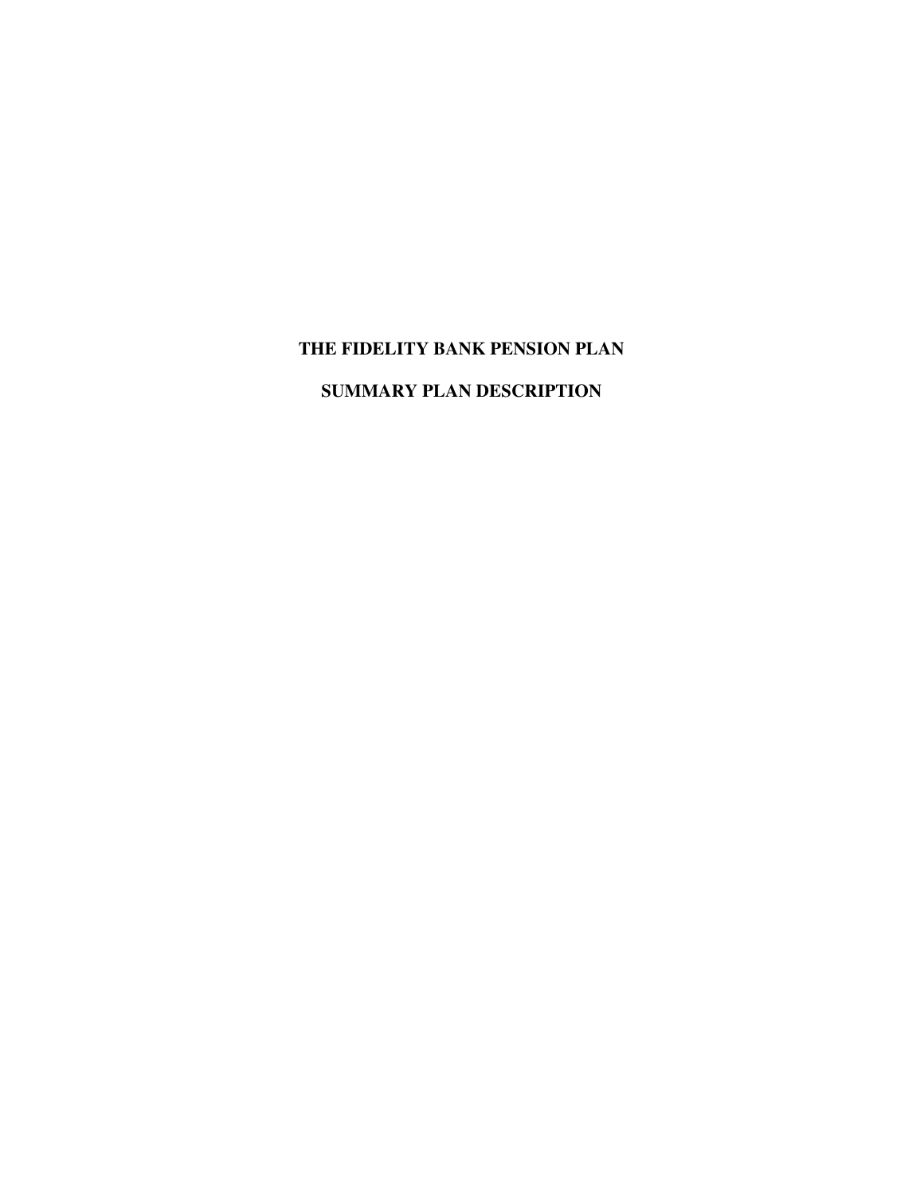# THE FIDELITY BANK PENSION PLAN

# SUMMARY PLAN DESCRIPTION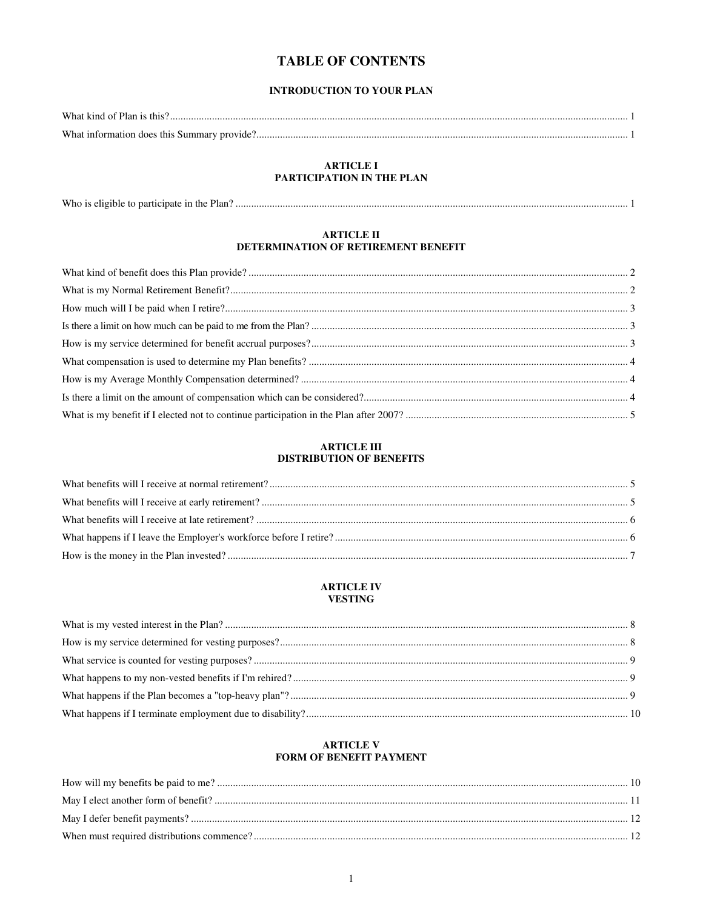# TABLE OF CONTENTS

## INTRODUCTION TO YOUR PLAN

What kind of Plan is this? ..... 1

What information does this Summary provide? ..... 1

## ARTICLE I
## PARTICIPATION IN THE PLAN

Who is eligible to participate in the Plan? ..... 1

## ARTICLE II
## DETERMINATION OF RETIREMENT BENEFIT

What kind of benefit does this Plan provide? ..... 2

What is my Normal Retirement Benefit? ..... 2

How much will I be paid when I retire? ..... 3

Is there a limit on how much can be paid to me from the Plan? ..... 3

How is my service determined for benefit accrual purposes? ..... 3

What compensation is used to determine my Plan benefits? ..... 4

How is my Average Monthly Compensation determined? ..... 4

Is there a limit on the amount of compensation which can be considered? ..... 4

What is my benefit if I elected not to continue participation in the Plan after 2007? ..... 5

## ARTICLE III
## DISTRIBUTION OF BENEFITS

What benefits will I receive at normal retirement? ..... 5

What benefits will I receive at early retirement? ..... 5

What benefits will I receive at late retirement? ..... 6

What happens if I leave the Employer's workforce before I retire? ..... 6

How is the money in the Plan invested? ..... 7

## ARTICLE IV
## VESTING

What is my vested interest in the Plan? ..... 8

How is my service determined for vesting purposes? ..... 8

What service is counted for vesting purposes? ..... 9

What happens to my non-vested benefits if I'm rehired? ..... 9

What happens if the Plan becomes a "top-heavy plan"? ..... 9

What happens if I terminate employment due to disability? ..... 10

## ARTICLE V
## FORM OF BENEFIT PAYMENT

How will my benefits be paid to me? ..... 10

May I elect another form of benefit? ..... 11

May I defer benefit payments? ..... 12

When must required distributions commence? ..... 12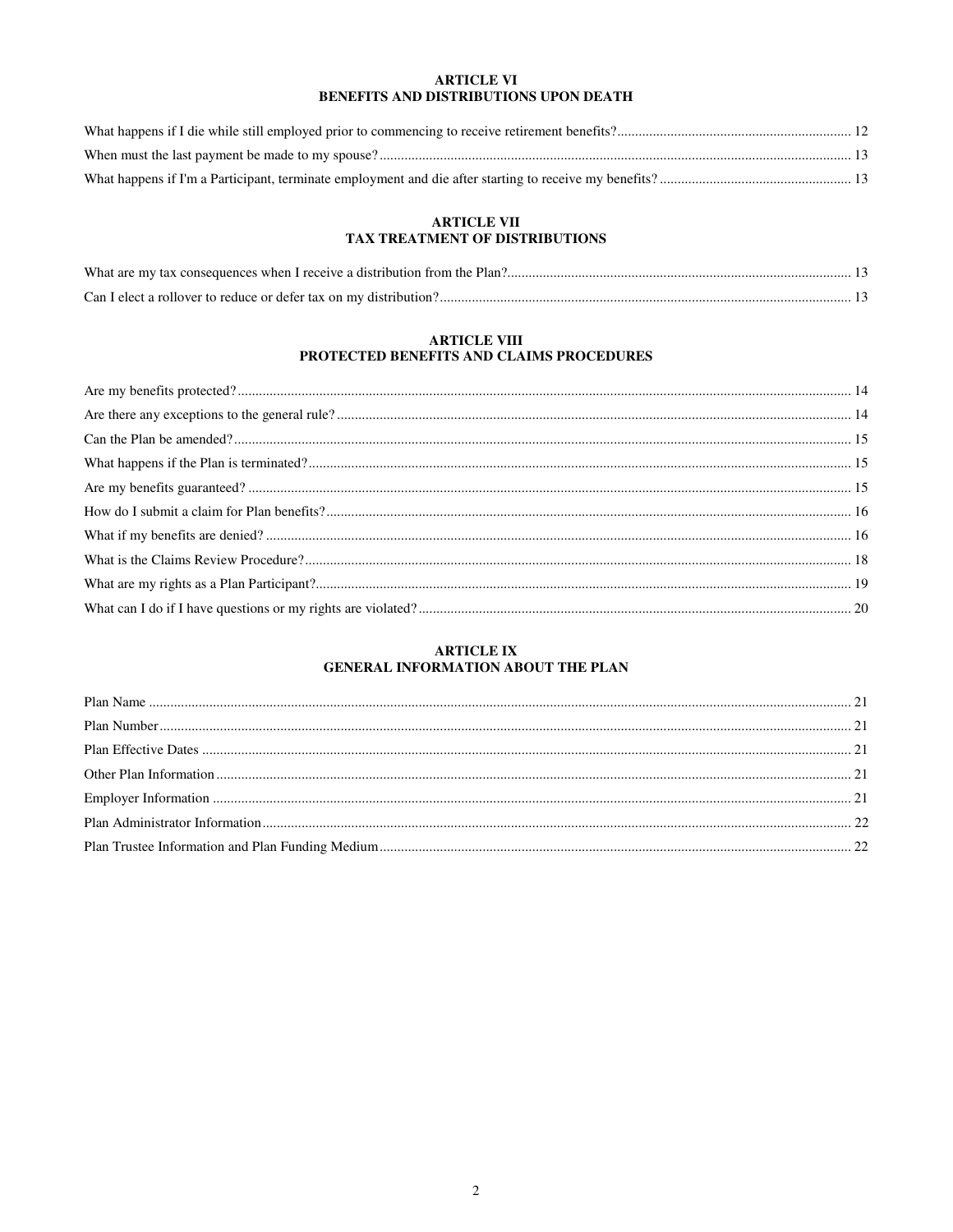## ARTICLE VI
## BENEFITS AND DISTRIBUTIONS UPON DEATH

What happens if I die while still employed prior to commencing to receive retirement benefits? ..... 12

When must the last payment be made to my spouse? ..... 13

What happens if I'm a Participant, terminate employment and die after starting to receive my benefits? ..... 13

## ARTICLE VII
## TAX TREATMENT OF DISTRIBUTIONS

What are my tax consequences when I receive a distribution from the Plan? ..... 13

Can I elect a rollover to reduce or defer tax on my distribution? ..... 13

## ARTICLE VIII
## PROTECTED BENEFITS AND CLAIMS PROCEDURES

Are my benefits protected? ..... 14

Are there any exceptions to the general rule? ..... 14

Can the Plan be amended? ..... 15

What happens if the Plan is terminated? ..... 15

Are my benefits guaranteed? ..... 15

How do I submit a claim for Plan benefits? ..... 16

What if my benefits are denied? ..... 16

What is the Claims Review Procedure? ..... 18

What are my rights as a Plan Participant? ..... 19

What can I do if I have questions or my rights are violated? ..... 20

## ARTICLE IX
## GENERAL INFORMATION ABOUT THE PLAN

Plan Name ..... 21

Plan Number ..... 21

Plan Effective Dates ..... 21

Other Plan Information ..... 21

Employer Information ..... 21

Plan Administrator Information ..... 22

Plan Trustee Information and Plan Funding Medium ..... 22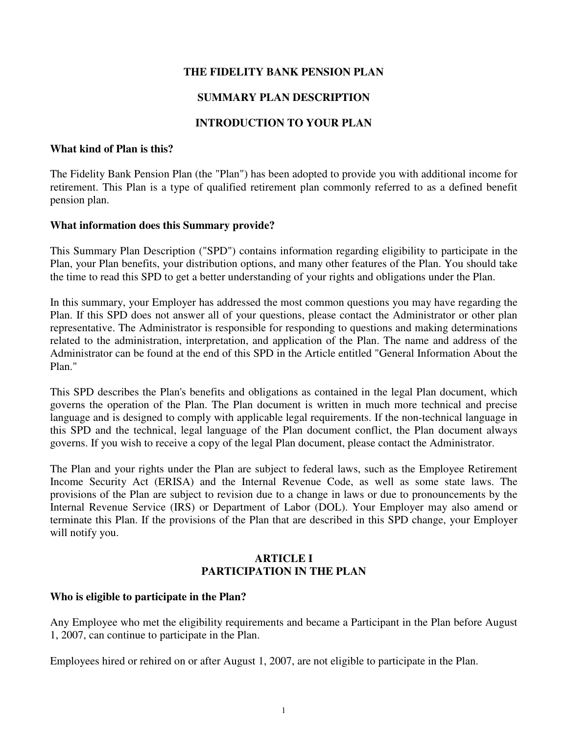# THE FIDELITY BANK PENSION PLAN

## SUMMARY PLAN DESCRIPTION

## INTRODUCTION TO YOUR PLAN

**What kind of Plan is this?**

The Fidelity Bank Pension Plan (the "Plan") has been adopted to provide you with additional income for retirement. This Plan is a type of qualified retirement plan commonly referred to as a defined benefit pension plan.

**What information does this Summary provide?**

This Summary Plan Description ("SPD") contains information regarding eligibility to participate in the Plan, your Plan benefits, your distribution options, and many other features of the Plan. You should take the time to read this SPD to get a better understanding of your rights and obligations under the Plan.

In this summary, your Employer has addressed the most common questions you may have regarding the Plan. If this SPD does not answer all of your questions, please contact the Administrator or other plan representative. The Administrator is responsible for responding to questions and making determinations related to the administration, interpretation, and application of the Plan. The name and address of the Administrator can be found at the end of this SPD in the Article entitled "General Information About the Plan."

This SPD describes the Plan's benefits and obligations as contained in the legal Plan document, which governs the operation of the Plan. The Plan document is written in much more technical and precise language and is designed to comply with applicable legal requirements. If the non-technical language in this SPD and the technical, legal language of the Plan document conflict, the Plan document always governs. If you wish to receive a copy of the legal Plan document, please contact the Administrator.

The Plan and your rights under the Plan are subject to federal laws, such as the Employee Retirement Income Security Act (ERISA) and the Internal Revenue Code, as well as some state laws. The provisions of the Plan are subject to revision due to a change in laws or due to pronouncements by the Internal Revenue Service (IRS) or Department of Labor (DOL). Your Employer may also amend or terminate this Plan. If the provisions of the Plan that are described in this SPD change, your Employer will notify you.

## ARTICLE I
## PARTICIPATION IN THE PLAN

**Who is eligible to participate in the Plan?**

Any Employee who met the eligibility requirements and became a Participant in the Plan before August 1, 2007, can continue to participate in the Plan.

Employees hired or rehired on or after August 1, 2007, are not eligible to participate in the Plan.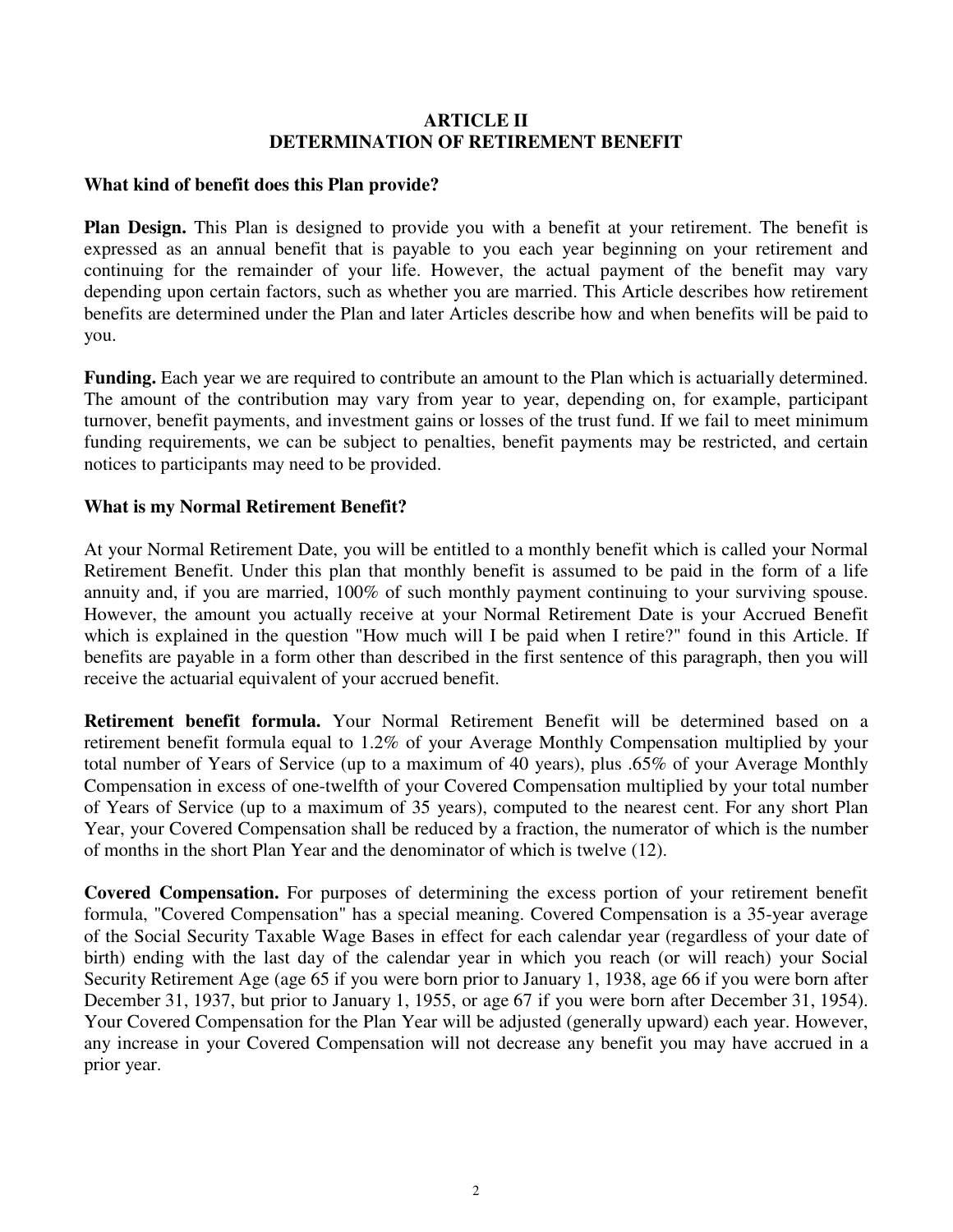## ARTICLE II
## DETERMINATION OF RETIREMENT BENEFIT

**What kind of benefit does this Plan provide?**

**Plan Design.** This Plan is designed to provide you with a benefit at your retirement. The benefit is expressed as an annual benefit that is payable to you each year beginning on your retirement and continuing for the remainder of your life. However, the actual payment of the benefit may vary depending upon certain factors, such as whether you are married. This Article describes how retirement benefits are determined under the Plan and later Articles describe how and when benefits will be paid to you.

**Funding.** Each year we are required to contribute an amount to the Plan which is actuarially determined. The amount of the contribution may vary from year to year, depending on, for example, participant turnover, benefit payments, and investment gains or losses of the trust fund. If we fail to meet minimum funding requirements, we can be subject to penalties, benefit payments may be restricted, and certain notices to participants may need to be provided.

**What is my Normal Retirement Benefit?**

At your Normal Retirement Date, you will be entitled to a monthly benefit which is called your Normal Retirement Benefit. Under this plan that monthly benefit is assumed to be paid in the form of a life annuity and, if you are married, 100% of such monthly payment continuing to your surviving spouse. However, the amount you actually receive at your Normal Retirement Date is your Accrued Benefit which is explained in the question "How much will I be paid when I retire?" found in this Article. If benefits are payable in a form other than described in the first sentence of this paragraph, then you will receive the actuarial equivalent of your accrued benefit.

**Retirement benefit formula.** Your Normal Retirement Benefit will be determined based on a retirement benefit formula equal to 1.2% of your Average Monthly Compensation multiplied by your total number of Years of Service (up to a maximum of 40 years), plus .65% of your Average Monthly Compensation in excess of one-twelfth of your Covered Compensation multiplied by your total number of Years of Service (up to a maximum of 35 years), computed to the nearest cent. For any short Plan Year, your Covered Compensation shall be reduced by a fraction, the numerator of which is the number of months in the short Plan Year and the denominator of which is twelve (12).

**Covered Compensation.** For purposes of determining the excess portion of your retirement benefit formula, "Covered Compensation" has a special meaning. Covered Compensation is a 35-year average of the Social Security Taxable Wage Bases in effect for each calendar year (regardless of your date of birth) ending with the last day of the calendar year in which you reach (or will reach) your Social Security Retirement Age (age 65 if you were born prior to January 1, 1938, age 66 if you were born after December 31, 1937, but prior to January 1, 1955, or age 67 if you were born after December 31, 1954). Your Covered Compensation for the Plan Year will be adjusted (generally upward) each year. However, any increase in your Covered Compensation will not decrease any benefit you may have accrued in a prior year.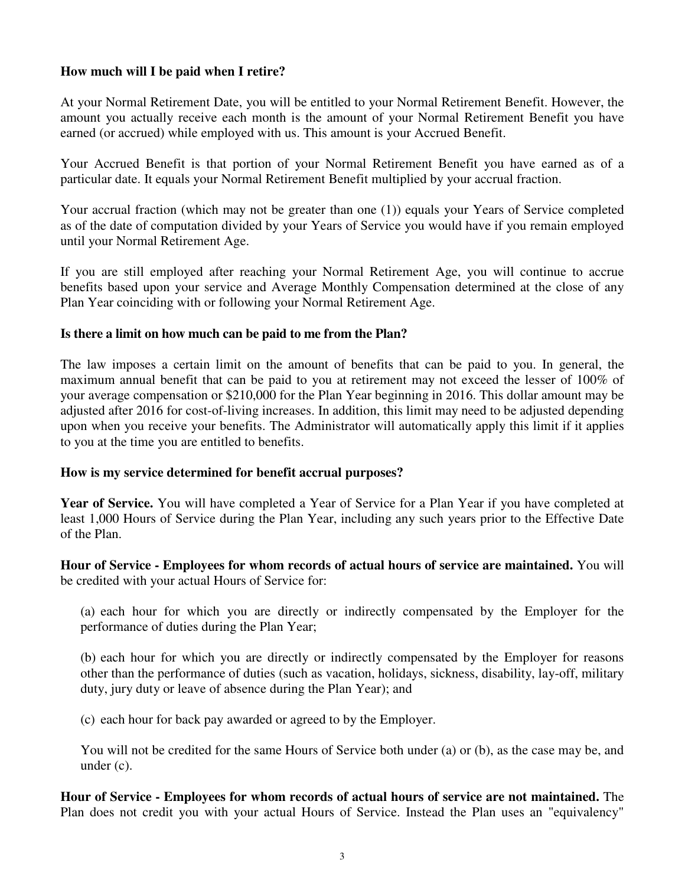**How much will I be paid when I retire?**

At your Normal Retirement Date, you will be entitled to your Normal Retirement Benefit. However, the amount you actually receive each month is the amount of your Normal Retirement Benefit you have earned (or accrued) while employed with us. This amount is your Accrued Benefit.

Your Accrued Benefit is that portion of your Normal Retirement Benefit you have earned as of a particular date. It equals your Normal Retirement Benefit multiplied by your accrual fraction.

Your accrual fraction (which may not be greater than one (1)) equals your Years of Service completed as of the date of computation divided by your Years of Service you would have if you remain employed until your Normal Retirement Age.

If you are still employed after reaching your Normal Retirement Age, you will continue to accrue benefits based upon your service and Average Monthly Compensation determined at the close of any Plan Year coinciding with or following your Normal Retirement Age.

**Is there a limit on how much can be paid to me from the Plan?**

The law imposes a certain limit on the amount of benefits that can be paid to you. In general, the maximum annual benefit that can be paid to you at retirement may not exceed the lesser of 100% of your average compensation or $210,000 for the Plan Year beginning in 2016. This dollar amount may be adjusted after 2016 for cost-of-living increases. In addition, this limit may need to be adjusted depending upon when you receive your benefits. The Administrator will automatically apply this limit if it applies to you at the time you are entitled to benefits.

**How is my service determined for benefit accrual purposes?**

**Year of Service.** You will have completed a Year of Service for a Plan Year if you have completed at least 1,000 Hours of Service during the Plan Year, including any such years prior to the Effective Date of the Plan.

**Hour of Service - Employees for whom records of actual hours of service are maintained.** You will be credited with your actual Hours of Service for:

(a) each hour for which you are directly or indirectly compensated by the Employer for the performance of duties during the Plan Year;

(b) each hour for which you are directly or indirectly compensated by the Employer for reasons other than the performance of duties (such as vacation, holidays, sickness, disability, lay-off, military duty, jury duty or leave of absence during the Plan Year); and

(c) each hour for back pay awarded or agreed to by the Employer.

You will not be credited for the same Hours of Service both under (a) or (b), as the case may be, and under (c).

**Hour of Service - Employees for whom records of actual hours of service are not maintained.** The Plan does not credit you with your actual Hours of Service. Instead the Plan uses an "equivalency"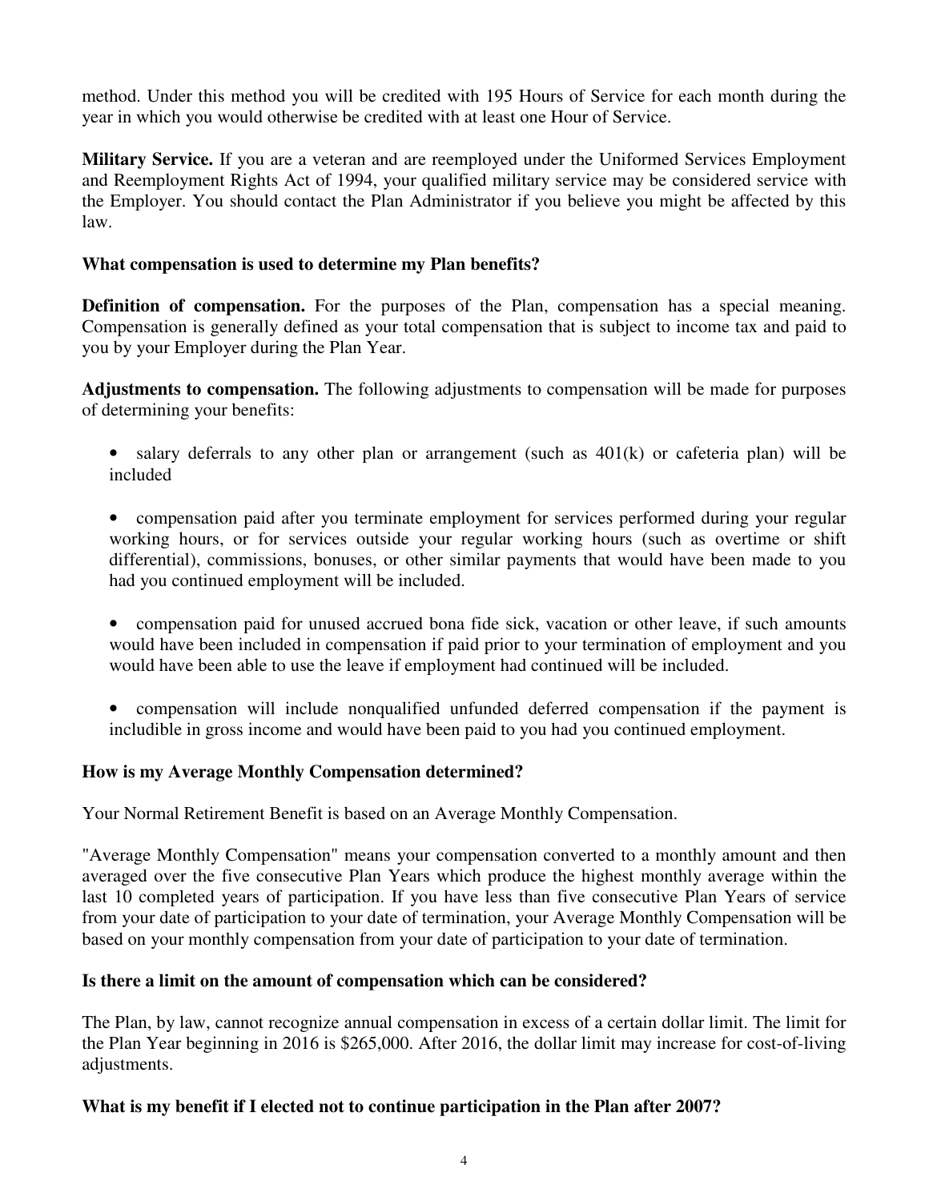method. Under this method you will be credited with 195 Hours of Service for each month during the year in which you would otherwise be credited with at least one Hour of Service.

**Military Service.** If you are a veteran and are reemployed under the Uniformed Services Employment and Reemployment Rights Act of 1994, your qualified military service may be considered service with the Employer. You should contact the Plan Administrator if you believe you might be affected by this law.

### What compensation is used to determine my Plan benefits?

**Definition of compensation.** For the purposes of the Plan, compensation has a special meaning. Compensation is generally defined as your total compensation that is subject to income tax and paid to you by your Employer during the Plan Year.

**Adjustments to compensation.** The following adjustments to compensation will be made for purposes of determining your benefits:

- salary deferrals to any other plan or arrangement (such as 401(k) or cafeteria plan) will be included

- compensation paid after you terminate employment for services performed during your regular working hours, or for services outside your regular working hours (such as overtime or shift differential), commissions, bonuses, or other similar payments that would have been made to you had you continued employment will be included.

- compensation paid for unused accrued bona fide sick, vacation or other leave, if such amounts would have been included in compensation if paid prior to your termination of employment and you would have been able to use the leave if employment had continued will be included.

- compensation will include nonqualified unfunded deferred compensation if the payment is includible in gross income and would have been paid to you had you continued employment.

### How is my Average Monthly Compensation determined?

Your Normal Retirement Benefit is based on an Average Monthly Compensation.

"Average Monthly Compensation" means your compensation converted to a monthly amount and then averaged over the five consecutive Plan Years which produce the highest monthly average within the last 10 completed years of participation. If you have less than five consecutive Plan Years of service from your date of participation to your date of termination, your Average Monthly Compensation will be based on your monthly compensation from your date of participation to your date of termination.

### Is there a limit on the amount of compensation which can be considered?

The Plan, by law, cannot recognize annual compensation in excess of a certain dollar limit. The limit for the Plan Year beginning in 2016 is $265,000. After 2016, the dollar limit may increase for cost-of-living adjustments.

### What is my benefit if I elected not to continue participation in the Plan after 2007?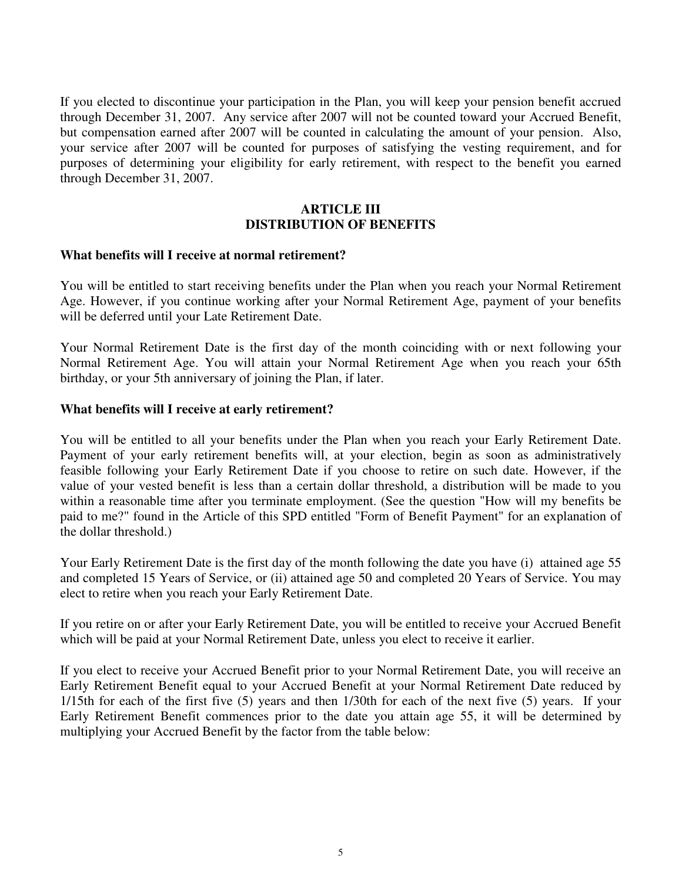If you elected to discontinue your participation in the Plan, you will keep your pension benefit accrued through December 31, 2007. Any service after 2007 will not be counted toward your Accrued Benefit, but compensation earned after 2007 will be counted in calculating the amount of your pension. Also, your service after 2007 will be counted for purposes of satisfying the vesting requirement, and for purposes of determining your eligibility for early retirement, with respect to the benefit you earned through December 31, 2007.

## ARTICLE III
## DISTRIBUTION OF BENEFITS

**What benefits will I receive at normal retirement?**

You will be entitled to start receiving benefits under the Plan when you reach your Normal Retirement Age. However, if you continue working after your Normal Retirement Age, payment of your benefits will be deferred until your Late Retirement Date.

Your Normal Retirement Date is the first day of the month coinciding with or next following your Normal Retirement Age. You will attain your Normal Retirement Age when you reach your 65th birthday, or your 5th anniversary of joining the Plan, if later.

**What benefits will I receive at early retirement?**

You will be entitled to all your benefits under the Plan when you reach your Early Retirement Date. Payment of your early retirement benefits will, at your election, begin as soon as administratively feasible following your Early Retirement Date if you choose to retire on such date. However, if the value of your vested benefit is less than a certain dollar threshold, a distribution will be made to you within a reasonable time after you terminate employment. (See the question "How will my benefits be paid to me?" found in the Article of this SPD entitled "Form of Benefit Payment" for an explanation of the dollar threshold.)

Your Early Retirement Date is the first day of the month following the date you have (i) attained age 55 and completed 15 Years of Service, or (ii) attained age 50 and completed 20 Years of Service. You may elect to retire when you reach your Early Retirement Date.

If you retire on or after your Early Retirement Date, you will be entitled to receive your Accrued Benefit which will be paid at your Normal Retirement Date, unless you elect to receive it earlier.

If you elect to receive your Accrued Benefit prior to your Normal Retirement Date, you will receive an Early Retirement Benefit equal to your Accrued Benefit at your Normal Retirement Date reduced by 1/15th for each of the first five (5) years and then 1/30th for each of the next five (5) years. If your Early Retirement Benefit commences prior to the date you attain age 55, it will be determined by multiplying your Accrued Benefit by the factor from the table below: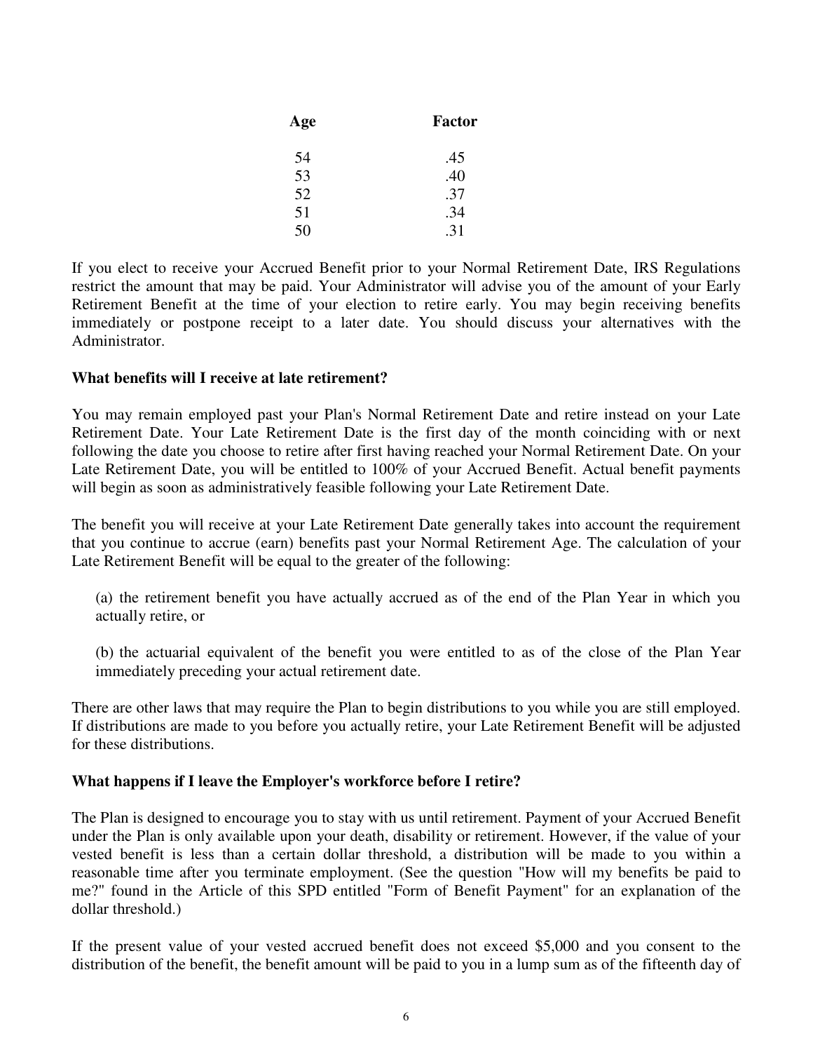| Age | Factor |
|---|---|
| 54 | .45 |
| 53 | .40 |
| 52 | .37 |
| 51 | .34 |
| 50 | .31 |

If you elect to receive your Accrued Benefit prior to your Normal Retirement Date, IRS Regulations restrict the amount that may be paid. Your Administrator will advise you of the amount of your Early Retirement Benefit at the time of your election to retire early. You may begin receiving benefits immediately or postpone receipt to a later date. You should discuss your alternatives with the Administrator.

**What benefits will I receive at late retirement?**

You may remain employed past your Plan's Normal Retirement Date and retire instead on your Late Retirement Date. Your Late Retirement Date is the first day of the month coinciding with or next following the date you choose to retire after first having reached your Normal Retirement Date. On your Late Retirement Date, you will be entitled to 100% of your Accrued Benefit. Actual benefit payments will begin as soon as administratively feasible following your Late Retirement Date.

The benefit you will receive at your Late Retirement Date generally takes into account the requirement that you continue to accrue (earn) benefits past your Normal Retirement Age. The calculation of your Late Retirement Benefit will be equal to the greater of the following:

(a) the retirement benefit you have actually accrued as of the end of the Plan Year in which you actually retire, or

(b) the actuarial equivalent of the benefit you were entitled to as of the close of the Plan Year immediately preceding your actual retirement date.

There are other laws that may require the Plan to begin distributions to you while you are still employed. If distributions are made to you before you actually retire, your Late Retirement Benefit will be adjusted for these distributions.

**What happens if I leave the Employer's workforce before I retire?**

The Plan is designed to encourage you to stay with us until retirement. Payment of your Accrued Benefit under the Plan is only available upon your death, disability or retirement. However, if the value of your vested benefit is less than a certain dollar threshold, a distribution will be made to you within a reasonable time after you terminate employment. (See the question "How will my benefits be paid to me?" found in the Article of this SPD entitled "Form of Benefit Payment" for an explanation of the dollar threshold.)

If the present value of your vested accrued benefit does not exceed $5,000 and you consent to the distribution of the benefit, the benefit amount will be paid to you in a lump sum as of the fifteenth day of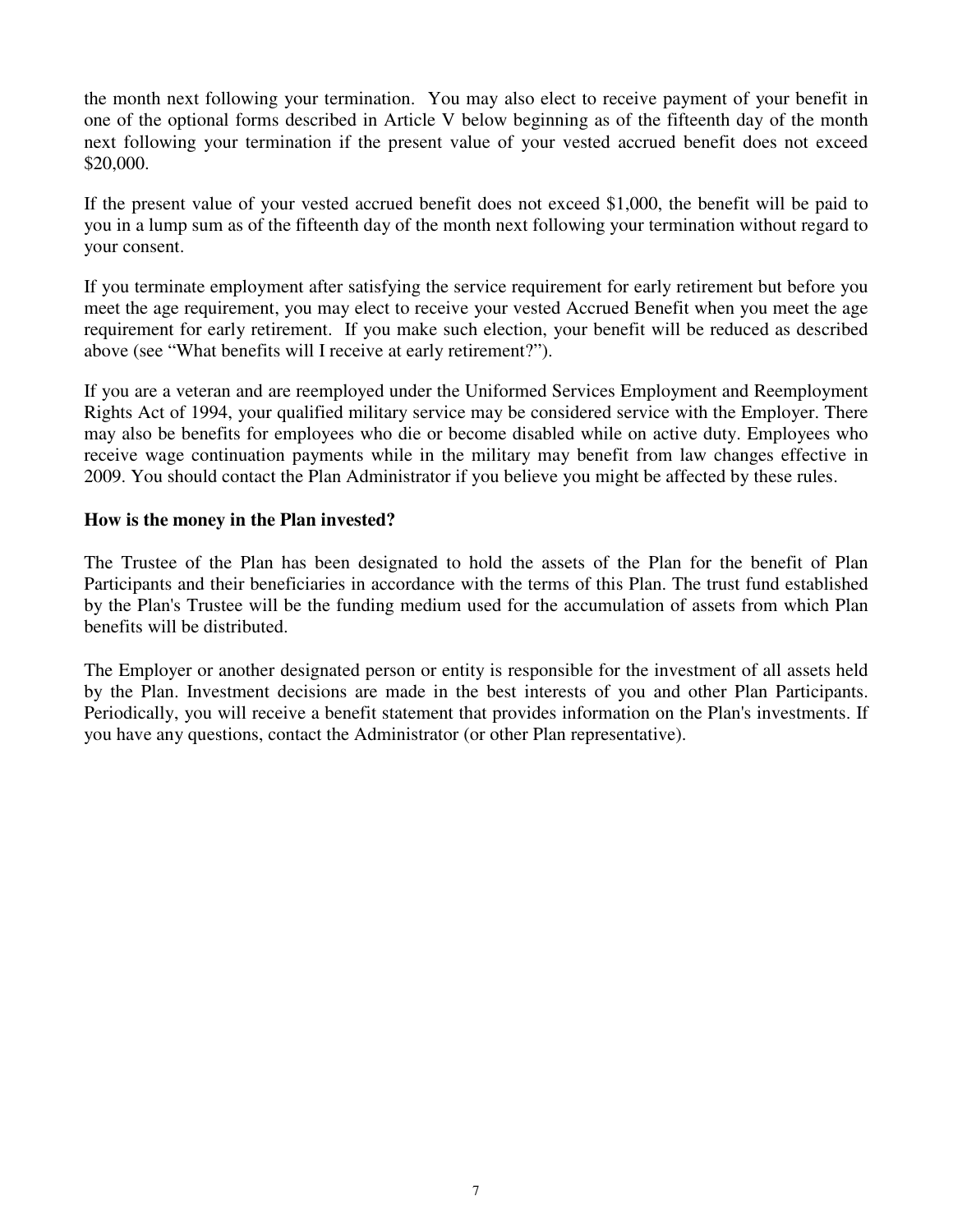the month next following your termination. You may also elect to receive payment of your benefit in one of the optional forms described in Article V below beginning as of the fifteenth day of the month next following your termination if the present value of your vested accrued benefit does not exceed $20,000.

If the present value of your vested accrued benefit does not exceed $1,000, the benefit will be paid to you in a lump sum as of the fifteenth day of the month next following your termination without regard to your consent.

If you terminate employment after satisfying the service requirement for early retirement but before you meet the age requirement, you may elect to receive your vested Accrued Benefit when you meet the age requirement for early retirement. If you make such election, your benefit will be reduced as described above (see "What benefits will I receive at early retirement?").

If you are a veteran and are reemployed under the Uniformed Services Employment and Reemployment Rights Act of 1994, your qualified military service may be considered service with the Employer. There may also be benefits for employees who die or become disabled while on active duty. Employees who receive wage continuation payments while in the military may benefit from law changes effective in 2009. You should contact the Plan Administrator if you believe you might be affected by these rules.

**How is the money in the Plan invested?**

The Trustee of the Plan has been designated to hold the assets of the Plan for the benefit of Plan Participants and their beneficiaries in accordance with the terms of this Plan. The trust fund established by the Plan's Trustee will be the funding medium used for the accumulation of assets from which Plan benefits will be distributed.

The Employer or another designated person or entity is responsible for the investment of all assets held by the Plan. Investment decisions are made in the best interests of you and other Plan Participants. Periodically, you will receive a benefit statement that provides information on the Plan's investments. If you have any questions, contact the Administrator (or other Plan representative).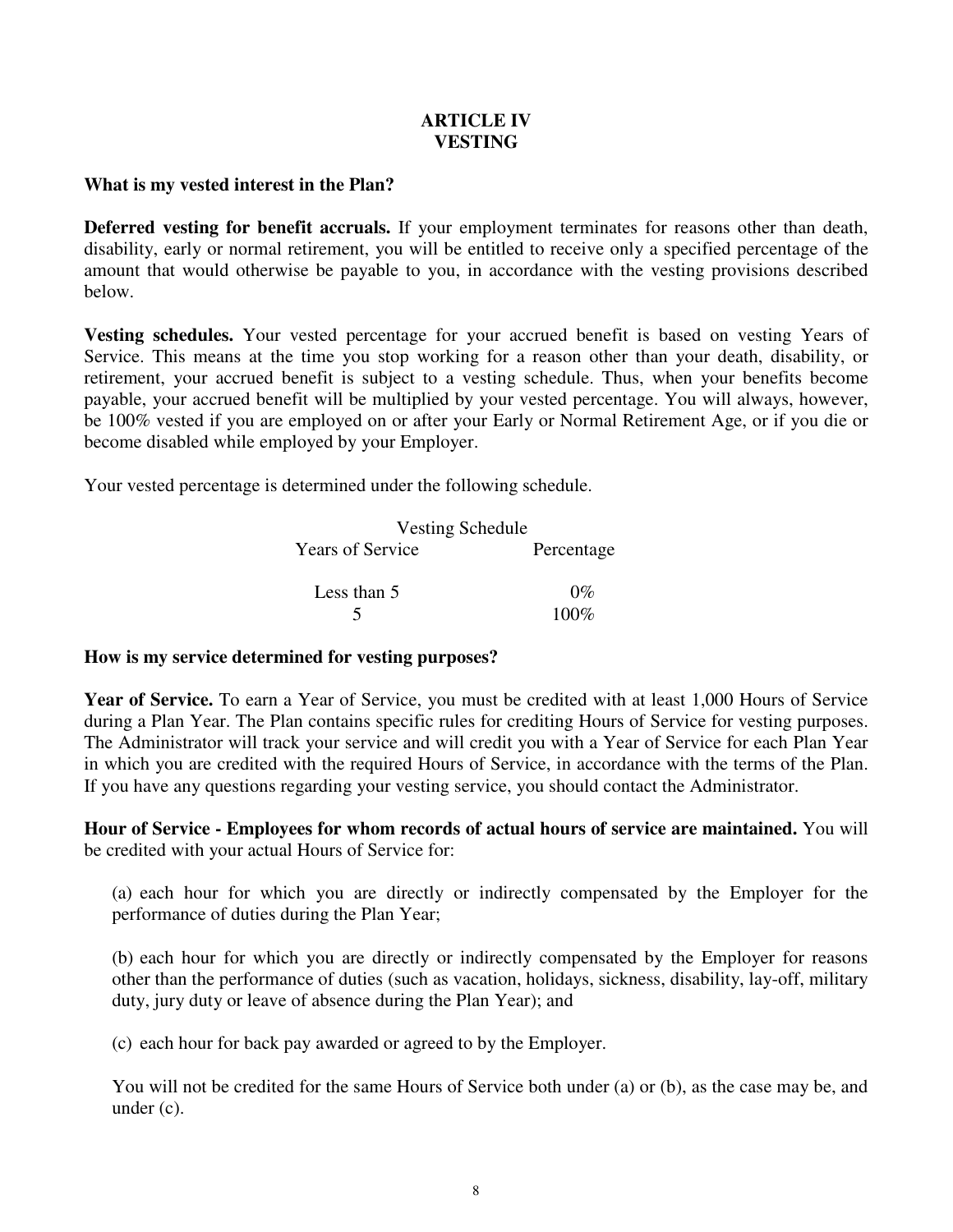# ARTICLE IV
# VESTING

**What is my vested interest in the Plan?**

**Deferred vesting for benefit accruals.** If your employment terminates for reasons other than death, disability, early or normal retirement, you will be entitled to receive only a specified percentage of the amount that would otherwise be payable to you, in accordance with the vesting provisions described below.

**Vesting schedules.** Your vested percentage for your accrued benefit is based on vesting Years of Service. This means at the time you stop working for a reason other than your death, disability, or retirement, your accrued benefit is subject to a vesting schedule. Thus, when your benefits become payable, your accrued benefit will be multiplied by your vested percentage. You will always, however, be 100% vested if you are employed on or after your Early or Normal Retirement Age, or if you die or become disabled while employed by your Employer.

Your vested percentage is determined under the following schedule.

Vesting Schedule

| Years of Service | Percentage |
|---|---|
| Less than 5 | 0% |
| 5 | 100% |

**How is my service determined for vesting purposes?**

**Year of Service.** To earn a Year of Service, you must be credited with at least 1,000 Hours of Service during a Plan Year. The Plan contains specific rules for crediting Hours of Service for vesting purposes. The Administrator will track your service and will credit you with a Year of Service for each Plan Year in which you are credited with the required Hours of Service, in accordance with the terms of the Plan. If you have any questions regarding your vesting service, you should contact the Administrator.

**Hour of Service - Employees for whom records of actual hours of service are maintained.** You will be credited with your actual Hours of Service for:

(a) each hour for which you are directly or indirectly compensated by the Employer for the performance of duties during the Plan Year;

(b) each hour for which you are directly or indirectly compensated by the Employer for reasons other than the performance of duties (such as vacation, holidays, sickness, disability, lay-off, military duty, jury duty or leave of absence during the Plan Year); and

(c) each hour for back pay awarded or agreed to by the Employer.

You will not be credited for the same Hours of Service both under (a) or (b), as the case may be, and under (c).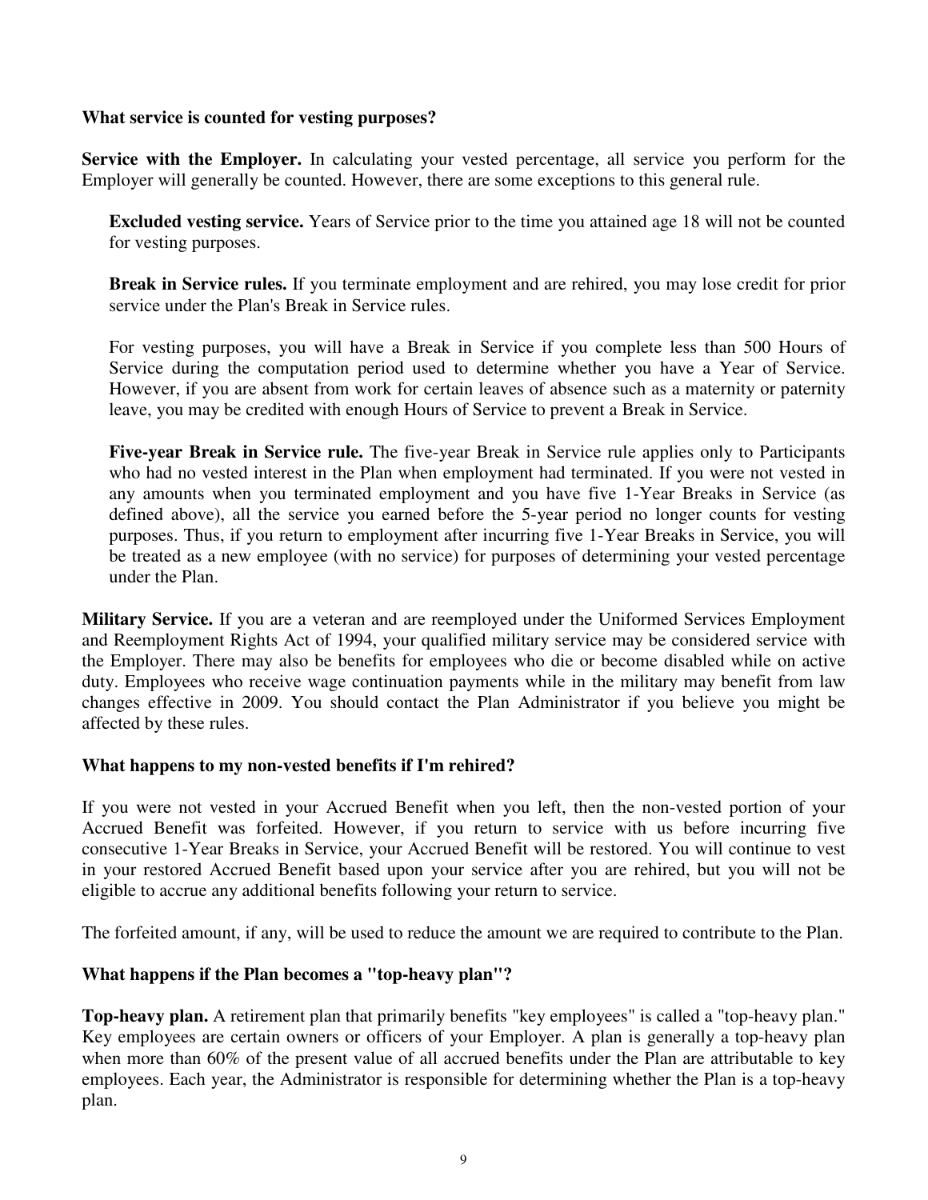### What service is counted for vesting purposes?

**Service with the Employer.** In calculating your vested percentage, all service you perform for the Employer will generally be counted. However, there are some exceptions to this general rule.

**Excluded vesting service.** Years of Service prior to the time you attained age 18 will not be counted for vesting purposes.

**Break in Service rules.** If you terminate employment and are rehired, you may lose credit for prior service under the Plan's Break in Service rules.

For vesting purposes, you will have a Break in Service if you complete less than 500 Hours of Service during the computation period used to determine whether you have a Year of Service. However, if you are absent from work for certain leaves of absence such as a maternity or paternity leave, you may be credited with enough Hours of Service to prevent a Break in Service.

**Five-year Break in Service rule.** The five-year Break in Service rule applies only to Participants who had no vested interest in the Plan when employment had terminated. If you were not vested in any amounts when you terminated employment and you have five 1-Year Breaks in Service (as defined above), all the service you earned before the 5-year period no longer counts for vesting purposes. Thus, if you return to employment after incurring five 1-Year Breaks in Service, you will be treated as a new employee (with no service) for purposes of determining your vested percentage under the Plan.

**Military Service.** If you are a veteran and are reemployed under the Uniformed Services Employment and Reemployment Rights Act of 1994, your qualified military service may be considered service with the Employer. There may also be benefits for employees who die or become disabled while on active duty. Employees who receive wage continuation payments while in the military may benefit from law changes effective in 2009. You should contact the Plan Administrator if you believe you might be affected by these rules.

### What happens to my non-vested benefits if I'm rehired?

If you were not vested in your Accrued Benefit when you left, then the non-vested portion of your Accrued Benefit was forfeited. However, if you return to service with us before incurring five consecutive 1-Year Breaks in Service, your Accrued Benefit will be restored. You will continue to vest in your restored Accrued Benefit based upon your service after you are rehired, but you will not be eligible to accrue any additional benefits following your return to service.

The forfeited amount, if any, will be used to reduce the amount we are required to contribute to the Plan.

### What happens if the Plan becomes a "top-heavy plan"?

**Top-heavy plan.** A retirement plan that primarily benefits "key employees" is called a "top-heavy plan." Key employees are certain owners or officers of your Employer. A plan is generally a top-heavy plan when more than 60% of the present value of all accrued benefits under the Plan are attributable to key employees. Each year, the Administrator is responsible for determining whether the Plan is a top-heavy plan.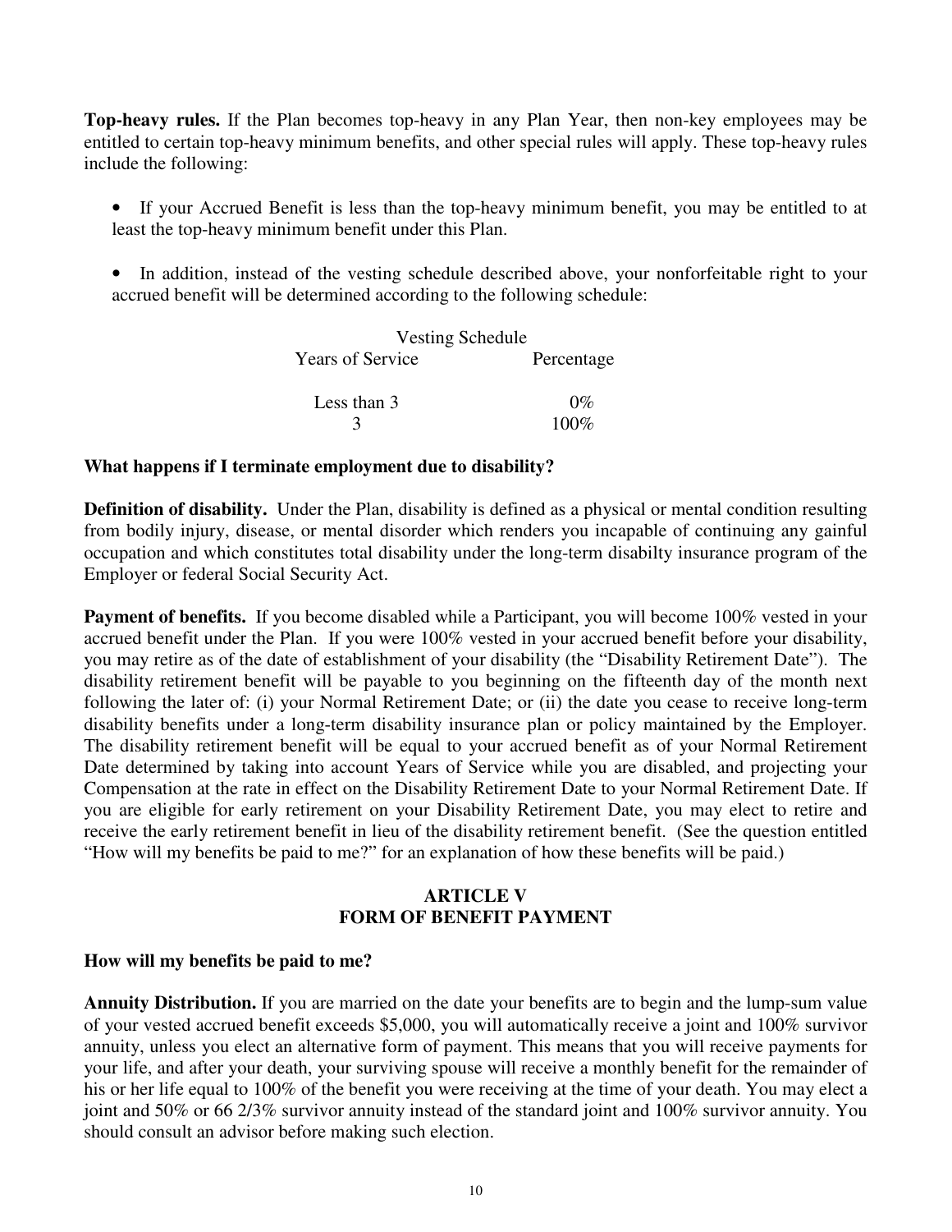**Top-heavy rules.** If the Plan becomes top-heavy in any Plan Year, then non-key employees may be entitled to certain top-heavy minimum benefits, and other special rules will apply. These top-heavy rules include the following:

- If your Accrued Benefit is less than the top-heavy minimum benefit, you may be entitled to at least the top-heavy minimum benefit under this Plan.

- In addition, instead of the vesting schedule described above, your nonforfeitable right to your accrued benefit will be determined according to the following schedule:

| Vesting Schedule | |
|---|---|
| Years of Service | Percentage |
| Less than 3 | 0% |
| 3 | 100% |

**What happens if I terminate employment due to disability?**

**Definition of disability.** Under the Plan, disability is defined as a physical or mental condition resulting from bodily injury, disease, or mental disorder which renders you incapable of continuing any gainful occupation and which constitutes total disability under the long-term disabilty insurance program of the Employer or federal Social Security Act.

**Payment of benefits.** If you become disabled while a Participant, you will become 100% vested in your accrued benefit under the Plan. If you were 100% vested in your accrued benefit before your disability, you may retire as of the date of establishment of your disability (the "Disability Retirement Date"). The disability retirement benefit will be payable to you beginning on the fifteenth day of the month next following the later of: (i) your Normal Retirement Date; or (ii) the date you cease to receive long-term disability benefits under a long-term disability insurance plan or policy maintained by the Employer. The disability retirement benefit will be equal to your accrued benefit as of your Normal Retirement Date determined by taking into account Years of Service while you are disabled, and projecting your Compensation at the rate in effect on the Disability Retirement Date to your Normal Retirement Date. If you are eligible for early retirement on your Disability Retirement Date, you may elect to retire and receive the early retirement benefit in lieu of the disability retirement benefit. (See the question entitled "How will my benefits be paid to me?" for an explanation of how these benefits will be paid.)

## ARTICLE V
## FORM OF BENEFIT PAYMENT

**How will my benefits be paid to me?**

**Annuity Distribution.** If you are married on the date your benefits are to begin and the lump-sum value of your vested accrued benefit exceeds $5,000, you will automatically receive a joint and 100% survivor annuity, unless you elect an alternative form of payment. This means that you will receive payments for your life, and after your death, your surviving spouse will receive a monthly benefit for the remainder of his or her life equal to 100% of the benefit you were receiving at the time of your death. You may elect a joint and 50% or 66 2/3% survivor annuity instead of the standard joint and 100% survivor annuity. You should consult an advisor before making such election.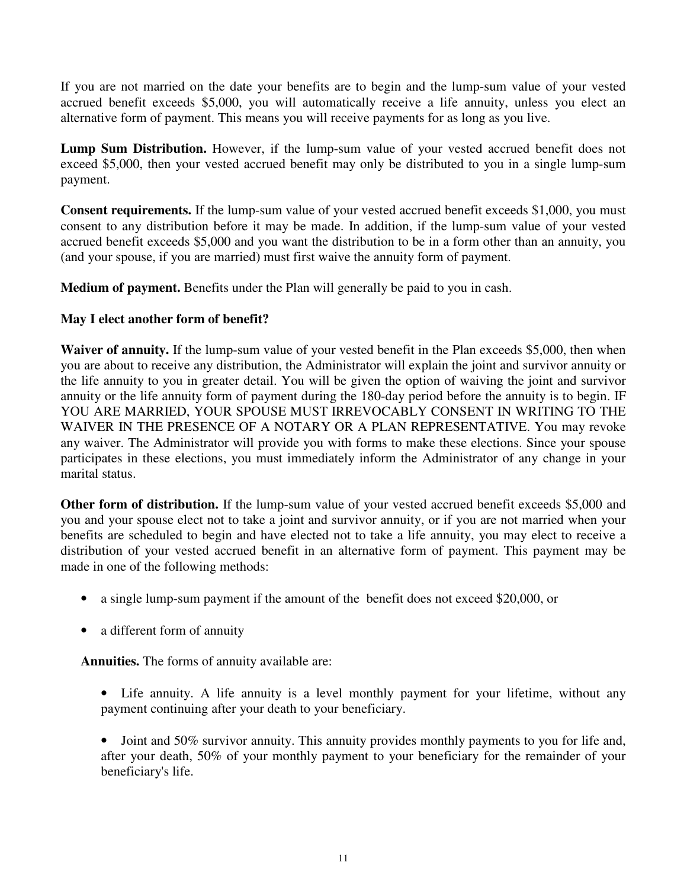If you are not married on the date your benefits are to begin and the lump-sum value of your vested accrued benefit exceeds $5,000, you will automatically receive a life annuity, unless you elect an alternative form of payment. This means you will receive payments for as long as you live.

**Lump Sum Distribution.** However, if the lump-sum value of your vested accrued benefit does not exceed $5,000, then your vested accrued benefit may only be distributed to you in a single lump-sum payment.

**Consent requirements.** If the lump-sum value of your vested accrued benefit exceeds $1,000, you must consent to any distribution before it may be made. In addition, if the lump-sum value of your vested accrued benefit exceeds $5,000 and you want the distribution to be in a form other than an annuity, you (and your spouse, if you are married) must first waive the annuity form of payment.

**Medium of payment.** Benefits under the Plan will generally be paid to you in cash.

**May I elect another form of benefit?**

**Waiver of annuity.** If the lump-sum value of your vested benefit in the Plan exceeds $5,000, then when you are about to receive any distribution, the Administrator will explain the joint and survivor annuity or the life annuity to you in greater detail. You will be given the option of waiving the joint and survivor annuity or the life annuity form of payment during the 180-day period before the annuity is to begin. IF YOU ARE MARRIED, YOUR SPOUSE MUST IRREVOCABLY CONSENT IN WRITING TO THE WAIVER IN THE PRESENCE OF A NOTARY OR A PLAN REPRESENTATIVE. You may revoke any waiver. The Administrator will provide you with forms to make these elections. Since your spouse participates in these elections, you must immediately inform the Administrator of any change in your marital status.

**Other form of distribution.** If the lump-sum value of your vested accrued benefit exceeds $5,000 and you and your spouse elect not to take a joint and survivor annuity, or if you are not married when your benefits are scheduled to begin and have elected not to take a life annuity, you may elect to receive a distribution of your vested accrued benefit in an alternative form of payment. This payment may be made in one of the following methods:

- a single lump-sum payment if the amount of the benefit does not exceed $20,000, or
- a different form of annuity

**Annuities.** The forms of annuity available are:

- Life annuity. A life annuity is a level monthly payment for your lifetime, without any payment continuing after your death to your beneficiary.
- Joint and 50% survivor annuity. This annuity provides monthly payments to you for life and, after your death, 50% of your monthly payment to your beneficiary for the remainder of your beneficiary's life.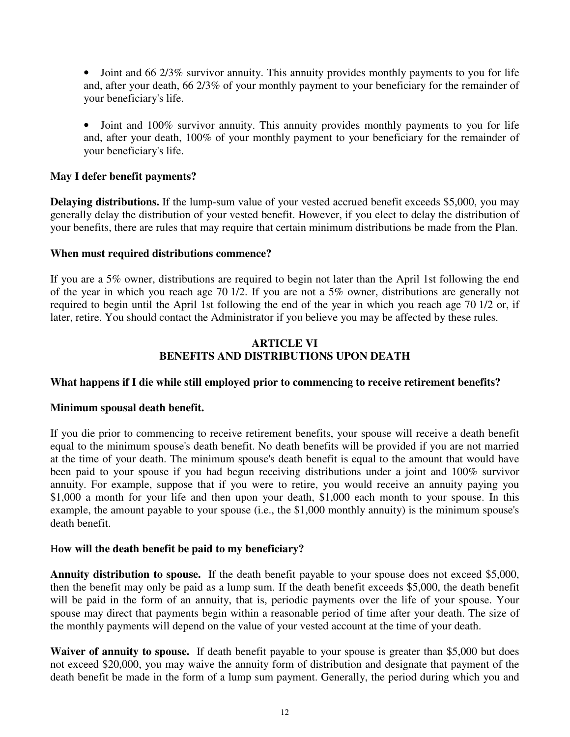- Joint and 66 2/3% survivor annuity. This annuity provides monthly payments to you for life and, after your death, 66 2/3% of your monthly payment to your beneficiary for the remainder of your beneficiary's life.

- Joint and 100% survivor annuity. This annuity provides monthly payments to you for life and, after your death, 100% of your monthly payment to your beneficiary for the remainder of your beneficiary's life.

**May I defer benefit payments?**

**Delaying distributions.** If the lump-sum value of your vested accrued benefit exceeds $5,000, you may generally delay the distribution of your vested benefit. However, if you elect to delay the distribution of your benefits, there are rules that may require that certain minimum distributions be made from the Plan.

**When must required distributions commence?**

If you are a 5% owner, distributions are required to begin not later than the April 1st following the end of the year in which you reach age 70 1/2. If you are not a 5% owner, distributions are generally not required to begin until the April 1st following the end of the year in which you reach age 70 1/2 or, if later, retire. You should contact the Administrator if you believe you may be affected by these rules.

## ARTICLE VI
## BENEFITS AND DISTRIBUTIONS UPON DEATH

**What happens if I die while still employed prior to commencing to receive retirement benefits?**

**Minimum spousal death benefit.**

If you die prior to commencing to receive retirement benefits, your spouse will receive a death benefit equal to the minimum spouse's death benefit. No death benefits will be provided if you are not married at the time of your death. The minimum spouse's death benefit is equal to the amount that would have been paid to your spouse if you had begun receiving distributions under a joint and 100% survivor annuity. For example, suppose that if you were to retire, you would receive an annuity paying you $1,000 a month for your life and then upon your death, $1,000 each month to your spouse. In this example, the amount payable to your spouse (i.e., the $1,000 monthly annuity) is the minimum spouse's death benefit.

**How will the death benefit be paid to my beneficiary?**

**Annuity distribution to spouse.** If the death benefit payable to your spouse does not exceed $5,000, then the benefit may only be paid as a lump sum. If the death benefit exceeds $5,000, the death benefit will be paid in the form of an annuity, that is, periodic payments over the life of your spouse. Your spouse may direct that payments begin within a reasonable period of time after your death. The size of the monthly payments will depend on the value of your vested account at the time of your death.

**Waiver of annuity to spouse.** If death benefit payable to your spouse is greater than $5,000 but does not exceed $20,000, you may waive the annuity form of distribution and designate that payment of the death benefit be made in the form of a lump sum payment. Generally, the period during which you and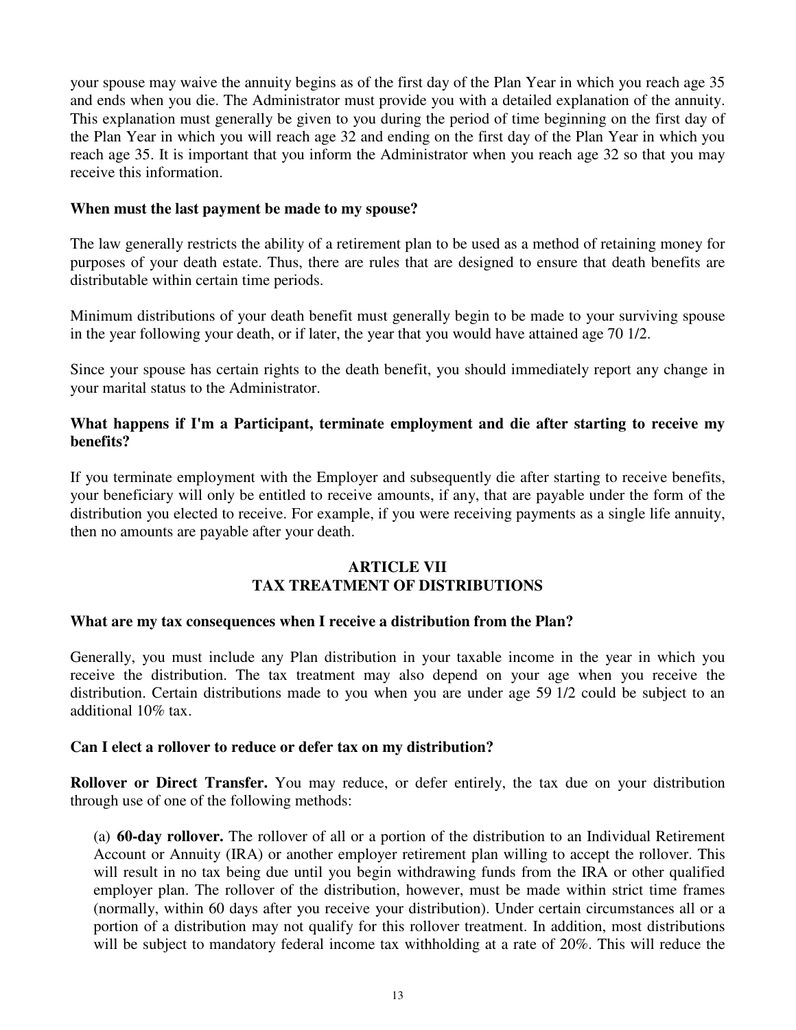your spouse may waive the annuity begins as of the first day of the Plan Year in which you reach age 35 and ends when you die. The Administrator must provide you with a detailed explanation of the annuity. This explanation must generally be given to you during the period of time beginning on the first day of the Plan Year in which you will reach age 32 and ending on the first day of the Plan Year in which you reach age 35. It is important that you inform the Administrator when you reach age 32 so that you may receive this information.

**When must the last payment be made to my spouse?**

The law generally restricts the ability of a retirement plan to be used as a method of retaining money for purposes of your death estate. Thus, there are rules that are designed to ensure that death benefits are distributable within certain time periods.

Minimum distributions of your death benefit must generally begin to be made to your surviving spouse in the year following your death, or if later, the year that you would have attained age 70 1/2.

Since your spouse has certain rights to the death benefit, you should immediately report any change in your marital status to the Administrator.

**What happens if I'm a Participant, terminate employment and die after starting to receive my benefits?**

If you terminate employment with the Employer and subsequently die after starting to receive benefits, your beneficiary will only be entitled to receive amounts, if any, that are payable under the form of the distribution you elected to receive. For example, if you were receiving payments as a single life annuity, then no amounts are payable after your death.

## ARTICLE VII
## TAX TREATMENT OF DISTRIBUTIONS

**What are my tax consequences when I receive a distribution from the Plan?**

Generally, you must include any Plan distribution in your taxable income in the year in which you receive the distribution. The tax treatment may also depend on your age when you receive the distribution. Certain distributions made to you when you are under age 59 1/2 could be subject to an additional 10% tax.

**Can I elect a rollover to reduce or defer tax on my distribution?**

**Rollover or Direct Transfer.** You may reduce, or defer entirely, the tax due on your distribution through use of one of the following methods:

(a) **60-day rollover.** The rollover of all or a portion of the distribution to an Individual Retirement Account or Annuity (IRA) or another employer retirement plan willing to accept the rollover. This will result in no tax being due until you begin withdrawing funds from the IRA or other qualified employer plan. The rollover of the distribution, however, must be made within strict time frames (normally, within 60 days after you receive your distribution). Under certain circumstances all or a portion of a distribution may not qualify for this rollover treatment. In addition, most distributions will be subject to mandatory federal income tax withholding at a rate of 20%. This will reduce the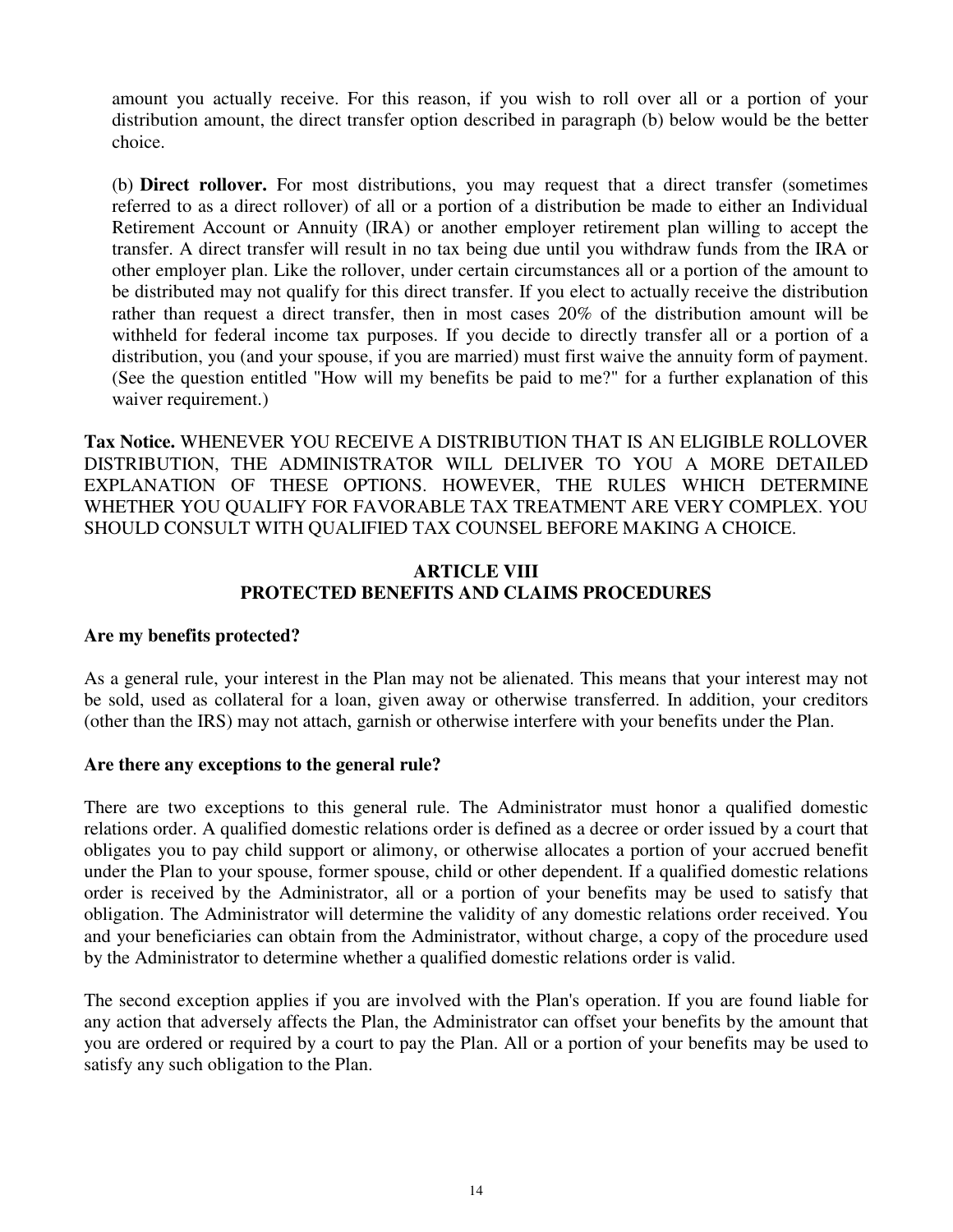amount you actually receive. For this reason, if you wish to roll over all or a portion of your distribution amount, the direct transfer option described in paragraph (b) below would be the better choice.

(b) **Direct rollover.** For most distributions, you may request that a direct transfer (sometimes referred to as a direct rollover) of all or a portion of a distribution be made to either an Individual Retirement Account or Annuity (IRA) or another employer retirement plan willing to accept the transfer. A direct transfer will result in no tax being due until you withdraw funds from the IRA or other employer plan. Like the rollover, under certain circumstances all or a portion of the amount to be distributed may not qualify for this direct transfer. If you elect to actually receive the distribution rather than request a direct transfer, then in most cases 20% of the distribution amount will be withheld for federal income tax purposes. If you decide to directly transfer all or a portion of a distribution, you (and your spouse, if you are married) must first waive the annuity form of payment. (See the question entitled "How will my benefits be paid to me?" for a further explanation of this waiver requirement.)

**Tax Notice.** WHENEVER YOU RECEIVE A DISTRIBUTION THAT IS AN ELIGIBLE ROLLOVER DISTRIBUTION, THE ADMINISTRATOR WILL DELIVER TO YOU A MORE DETAILED EXPLANATION OF THESE OPTIONS. HOWEVER, THE RULES WHICH DETERMINE WHETHER YOU QUALIFY FOR FAVORABLE TAX TREATMENT ARE VERY COMPLEX. YOU SHOULD CONSULT WITH QUALIFIED TAX COUNSEL BEFORE MAKING A CHOICE.

## ARTICLE VIII
## PROTECTED BENEFITS AND CLAIMS PROCEDURES

**Are my benefits protected?**

As a general rule, your interest in the Plan may not be alienated. This means that your interest may not be sold, used as collateral for a loan, given away or otherwise transferred. In addition, your creditors (other than the IRS) may not attach, garnish or otherwise interfere with your benefits under the Plan.

**Are there any exceptions to the general rule?**

There are two exceptions to this general rule. The Administrator must honor a qualified domestic relations order. A qualified domestic relations order is defined as a decree or order issued by a court that obligates you to pay child support or alimony, or otherwise allocates a portion of your accrued benefit under the Plan to your spouse, former spouse, child or other dependent. If a qualified domestic relations order is received by the Administrator, all or a portion of your benefits may be used to satisfy that obligation. The Administrator will determine the validity of any domestic relations order received. You and your beneficiaries can obtain from the Administrator, without charge, a copy of the procedure used by the Administrator to determine whether a qualified domestic relations order is valid.

The second exception applies if you are involved with the Plan's operation. If you are found liable for any action that adversely affects the Plan, the Administrator can offset your benefits by the amount that you are ordered or required by a court to pay the Plan. All or a portion of your benefits may be used to satisfy any such obligation to the Plan.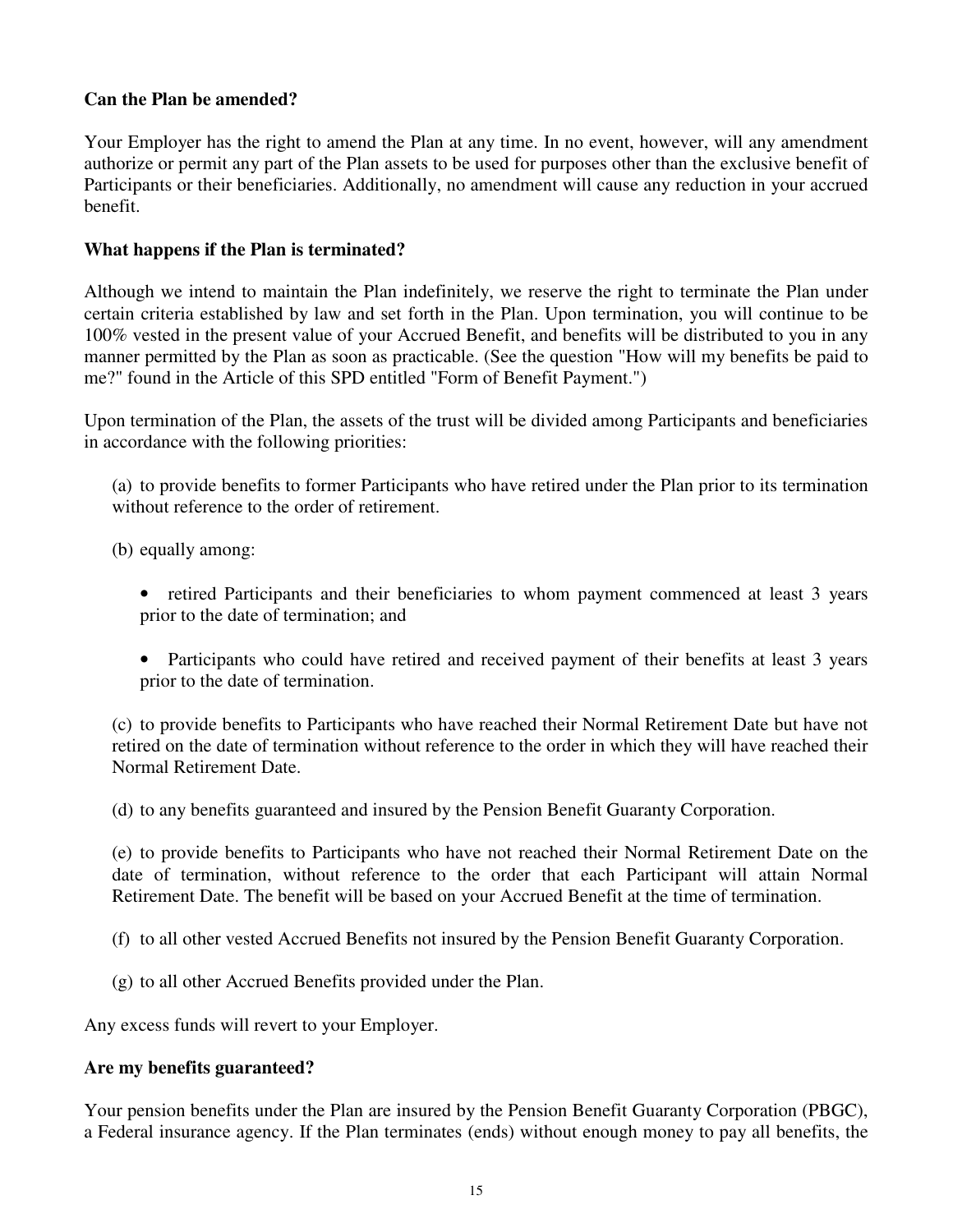**Can the Plan be amended?**

Your Employer has the right to amend the Plan at any time. In no event, however, will any amendment authorize or permit any part of the Plan assets to be used for purposes other than the exclusive benefit of Participants or their beneficiaries. Additionally, no amendment will cause any reduction in your accrued benefit.

**What happens if the Plan is terminated?**

Although we intend to maintain the Plan indefinitely, we reserve the right to terminate the Plan under certain criteria established by law and set forth in the Plan. Upon termination, you will continue to be 100% vested in the present value of your Accrued Benefit, and benefits will be distributed to you in any manner permitted by the Plan as soon as practicable. (See the question "How will my benefits be paid to me?" found in the Article of this SPD entitled "Form of Benefit Payment.")

Upon termination of the Plan, the assets of the trust will be divided among Participants and beneficiaries in accordance with the following priorities:

(a) to provide benefits to former Participants who have retired under the Plan prior to its termination without reference to the order of retirement.

(b) equally among:

- retired Participants and their beneficiaries to whom payment commenced at least 3 years prior to the date of termination; and
- Participants who could have retired and received payment of their benefits at least 3 years prior to the date of termination.

(c) to provide benefits to Participants who have reached their Normal Retirement Date but have not retired on the date of termination without reference to the order in which they will have reached their Normal Retirement Date.

(d) to any benefits guaranteed and insured by the Pension Benefit Guaranty Corporation.

(e) to provide benefits to Participants who have not reached their Normal Retirement Date on the date of termination, without reference to the order that each Participant will attain Normal Retirement Date. The benefit will be based on your Accrued Benefit at the time of termination.

(f) to all other vested Accrued Benefits not insured by the Pension Benefit Guaranty Corporation.

(g) to all other Accrued Benefits provided under the Plan.

Any excess funds will revert to your Employer.

**Are my benefits guaranteed?**

Your pension benefits under the Plan are insured by the Pension Benefit Guaranty Corporation (PBGC), a Federal insurance agency. If the Plan terminates (ends) without enough money to pay all benefits, the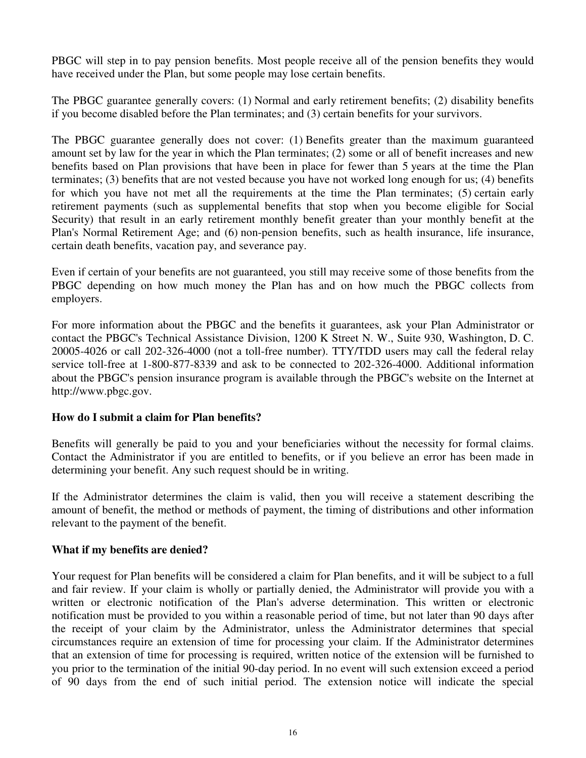PBGC will step in to pay pension benefits. Most people receive all of the pension benefits they would have received under the Plan, but some people may lose certain benefits.

The PBGC guarantee generally covers: (1) Normal and early retirement benefits; (2) disability benefits if you become disabled before the Plan terminates; and (3) certain benefits for your survivors.

The PBGC guarantee generally does not cover: (1) Benefits greater than the maximum guaranteed amount set by law for the year in which the Plan terminates; (2) some or all of benefit increases and new benefits based on Plan provisions that have been in place for fewer than 5 years at the time the Plan terminates; (3) benefits that are not vested because you have not worked long enough for us; (4) benefits for which you have not met all the requirements at the time the Plan terminates; (5) certain early retirement payments (such as supplemental benefits that stop when you become eligible for Social Security) that result in an early retirement monthly benefit greater than your monthly benefit at the Plan's Normal Retirement Age; and (6) non-pension benefits, such as health insurance, life insurance, certain death benefits, vacation pay, and severance pay.

Even if certain of your benefits are not guaranteed, you still may receive some of those benefits from the PBGC depending on how much money the Plan has and on how much the PBGC collects from employers.

For more information about the PBGC and the benefits it guarantees, ask your Plan Administrator or contact the PBGC's Technical Assistance Division, 1200 K Street N. W., Suite 930, Washington, D. C. 20005-4026 or call 202-326-4000 (not a toll-free number). TTY/TDD users may call the federal relay service toll-free at 1-800-877-8339 and ask to be connected to 202-326-4000. Additional information about the PBGC's pension insurance program is available through the PBGC's website on the Internet at http://www.pbgc.gov.

**How do I submit a claim for Plan benefits?**

Benefits will generally be paid to you and your beneficiaries without the necessity for formal claims. Contact the Administrator if you are entitled to benefits, or if you believe an error has been made in determining your benefit. Any such request should be in writing.

If the Administrator determines the claim is valid, then you will receive a statement describing the amount of benefit, the method or methods of payment, the timing of distributions and other information relevant to the payment of the benefit.

**What if my benefits are denied?**

Your request for Plan benefits will be considered a claim for Plan benefits, and it will be subject to a full and fair review. If your claim is wholly or partially denied, the Administrator will provide you with a written or electronic notification of the Plan's adverse determination. This written or electronic notification must be provided to you within a reasonable period of time, but not later than 90 days after the receipt of your claim by the Administrator, unless the Administrator determines that special circumstances require an extension of time for processing your claim. If the Administrator determines that an extension of time for processing is required, written notice of the extension will be furnished to you prior to the termination of the initial 90-day period. In no event will such extension exceed a period of 90 days from the end of such initial period. The extension notice will indicate the special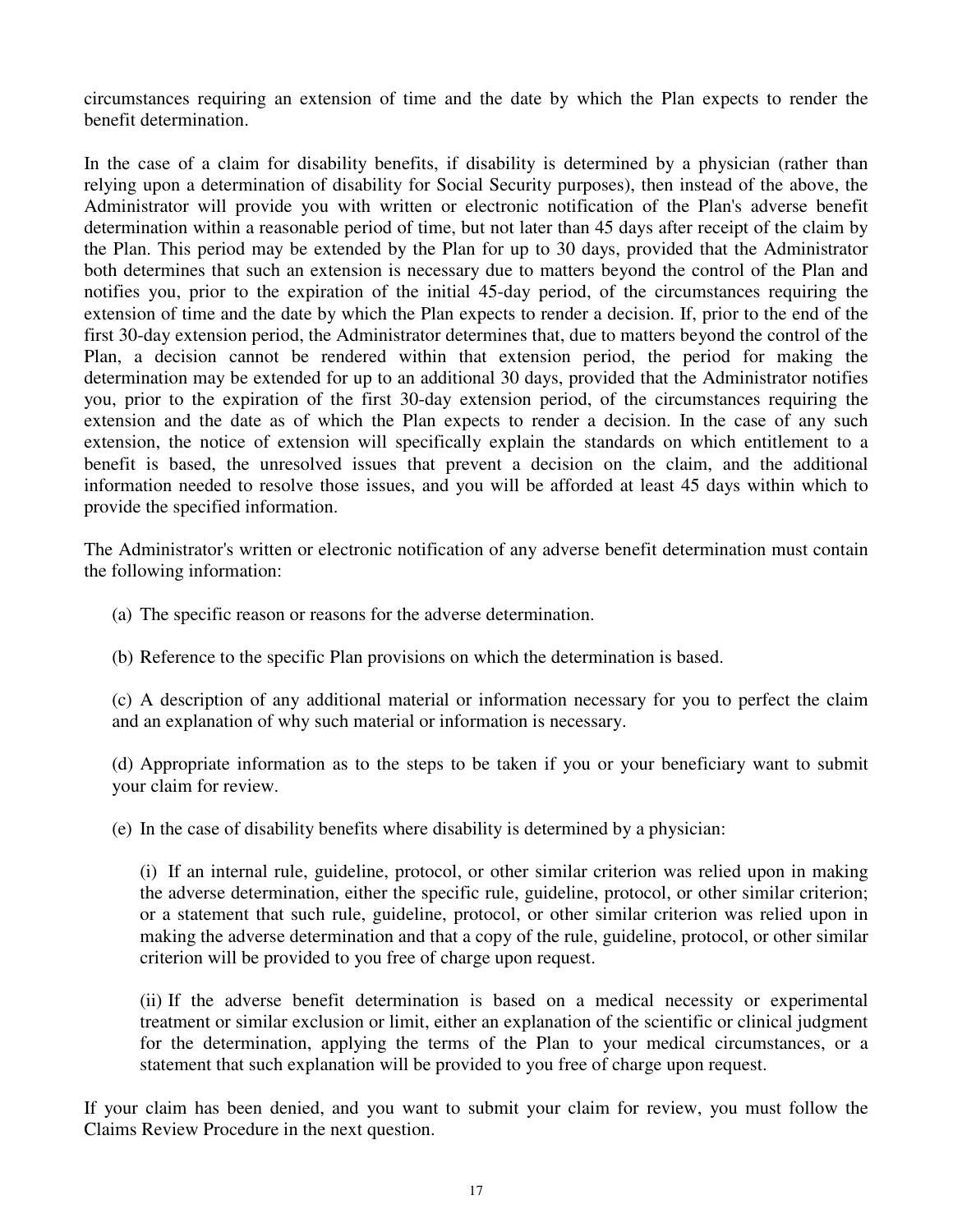circumstances requiring an extension of time and the date by which the Plan expects to render the benefit determination.

In the case of a claim for disability benefits, if disability is determined by a physician (rather than relying upon a determination of disability for Social Security purposes), then instead of the above, the Administrator will provide you with written or electronic notification of the Plan's adverse benefit determination within a reasonable period of time, but not later than 45 days after receipt of the claim by the Plan. This period may be extended by the Plan for up to 30 days, provided that the Administrator both determines that such an extension is necessary due to matters beyond the control of the Plan and notifies you, prior to the expiration of the initial 45-day period, of the circumstances requiring the extension of time and the date by which the Plan expects to render a decision. If, prior to the end of the first 30-day extension period, the Administrator determines that, due to matters beyond the control of the Plan, a decision cannot be rendered within that extension period, the period for making the determination may be extended for up to an additional 30 days, provided that the Administrator notifies you, prior to the expiration of the first 30-day extension period, of the circumstances requiring the extension and the date as of which the Plan expects to render a decision. In the case of any such extension, the notice of extension will specifically explain the standards on which entitlement to a benefit is based, the unresolved issues that prevent a decision on the claim, and the additional information needed to resolve those issues, and you will be afforded at least 45 days within which to provide the specified information.

The Administrator's written or electronic notification of any adverse benefit determination must contain the following information:

(a) The specific reason or reasons for the adverse determination.

(b) Reference to the specific Plan provisions on which the determination is based.

(c) A description of any additional material or information necessary for you to perfect the claim and an explanation of why such material or information is necessary.

(d) Appropriate information as to the steps to be taken if you or your beneficiary want to submit your claim for review.

(e) In the case of disability benefits where disability is determined by a physician:

> (i) If an internal rule, guideline, protocol, or other similar criterion was relied upon in making the adverse determination, either the specific rule, guideline, protocol, or other similar criterion; or a statement that such rule, guideline, protocol, or other similar criterion was relied upon in making the adverse determination and that a copy of the rule, guideline, protocol, or other similar criterion will be provided to you free of charge upon request.
>
> (ii) If the adverse benefit determination is based on a medical necessity or experimental treatment or similar exclusion or limit, either an explanation of the scientific or clinical judgment for the determination, applying the terms of the Plan to your medical circumstances, or a statement that such explanation will be provided to you free of charge upon request.

If your claim has been denied, and you want to submit your claim for review, you must follow the Claims Review Procedure in the next question.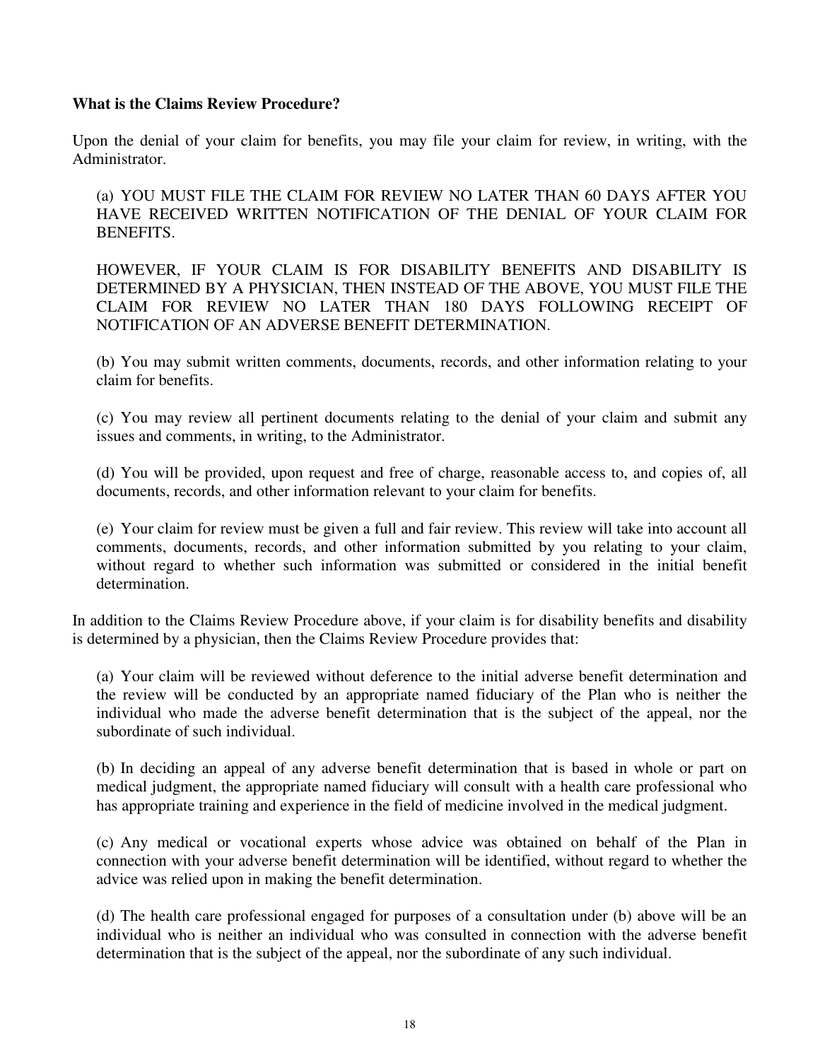**What is the Claims Review Procedure?**

Upon the denial of your claim for benefits, you may file your claim for review, in writing, with the Administrator.

(a) YOU MUST FILE THE CLAIM FOR REVIEW NO LATER THAN 60 DAYS AFTER YOU HAVE RECEIVED WRITTEN NOTIFICATION OF THE DENIAL OF YOUR CLAIM FOR BENEFITS.

HOWEVER, IF YOUR CLAIM IS FOR DISABILITY BENEFITS AND DISABILITY IS DETERMINED BY A PHYSICIAN, THEN INSTEAD OF THE ABOVE, YOU MUST FILE THE CLAIM FOR REVIEW NO LATER THAN 180 DAYS FOLLOWING RECEIPT OF NOTIFICATION OF AN ADVERSE BENEFIT DETERMINATION.

(b) You may submit written comments, documents, records, and other information relating to your claim for benefits.

(c) You may review all pertinent documents relating to the denial of your claim and submit any issues and comments, in writing, to the Administrator.

(d) You will be provided, upon request and free of charge, reasonable access to, and copies of, all documents, records, and other information relevant to your claim for benefits.

(e) Your claim for review must be given a full and fair review. This review will take into account all comments, documents, records, and other information submitted by you relating to your claim, without regard to whether such information was submitted or considered in the initial benefit determination.

In addition to the Claims Review Procedure above, if your claim is for disability benefits and disability is determined by a physician, then the Claims Review Procedure provides that:

(a) Your claim will be reviewed without deference to the initial adverse benefit determination and the review will be conducted by an appropriate named fiduciary of the Plan who is neither the individual who made the adverse benefit determination that is the subject of the appeal, nor the subordinate of such individual.

(b) In deciding an appeal of any adverse benefit determination that is based in whole or part on medical judgment, the appropriate named fiduciary will consult with a health care professional who has appropriate training and experience in the field of medicine involved in the medical judgment.

(c) Any medical or vocational experts whose advice was obtained on behalf of the Plan in connection with your adverse benefit determination will be identified, without regard to whether the advice was relied upon in making the benefit determination.

(d) The health care professional engaged for purposes of a consultation under (b) above will be an individual who is neither an individual who was consulted in connection with the adverse benefit determination that is the subject of the appeal, nor the subordinate of any such individual.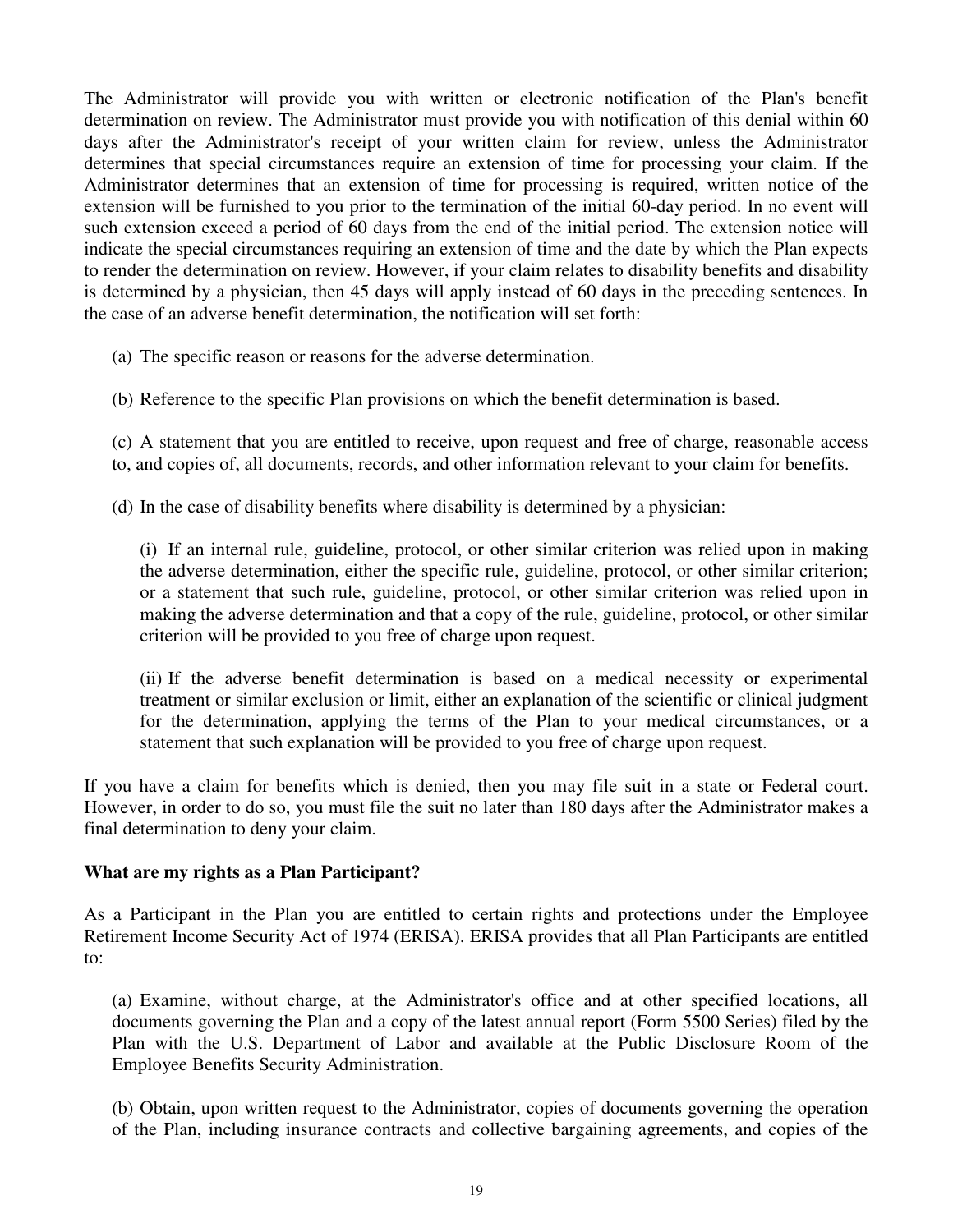The Administrator will provide you with written or electronic notification of the Plan's benefit determination on review. The Administrator must provide you with notification of this denial within 60 days after the Administrator's receipt of your written claim for review, unless the Administrator determines that special circumstances require an extension of time for processing your claim. If the Administrator determines that an extension of time for processing is required, written notice of the extension will be furnished to you prior to the termination of the initial 60-day period. In no event will such extension exceed a period of 60 days from the end of the initial period. The extension notice will indicate the special circumstances requiring an extension of time and the date by which the Plan expects to render the determination on review. However, if your claim relates to disability benefits and disability is determined by a physician, then 45 days will apply instead of 60 days in the preceding sentences. In the case of an adverse benefit determination, the notification will set forth:

(a) The specific reason or reasons for the adverse determination.

(b) Reference to the specific Plan provisions on which the benefit determination is based.

(c) A statement that you are entitled to receive, upon request and free of charge, reasonable access to, and copies of, all documents, records, and other information relevant to your claim for benefits.

(d) In the case of disability benefits where disability is determined by a physician:

> (i) If an internal rule, guideline, protocol, or other similar criterion was relied upon in making the adverse determination, either the specific rule, guideline, protocol, or other similar criterion; or a statement that such rule, guideline, protocol, or other similar criterion was relied upon in making the adverse determination and that a copy of the rule, guideline, protocol, or other similar criterion will be provided to you free of charge upon request.
>
> (ii) If the adverse benefit determination is based on a medical necessity or experimental treatment or similar exclusion or limit, either an explanation of the scientific or clinical judgment for the determination, applying the terms of the Plan to your medical circumstances, or a statement that such explanation will be provided to you free of charge upon request.

If you have a claim for benefits which is denied, then you may file suit in a state or Federal court. However, in order to do so, you must file the suit no later than 180 days after the Administrator makes a final determination to deny your claim.

**What are my rights as a Plan Participant?**

As a Participant in the Plan you are entitled to certain rights and protections under the Employee Retirement Income Security Act of 1974 (ERISA). ERISA provides that all Plan Participants are entitled to:

(a) Examine, without charge, at the Administrator's office and at other specified locations, all documents governing the Plan and a copy of the latest annual report (Form 5500 Series) filed by the Plan with the U.S. Department of Labor and available at the Public Disclosure Room of the Employee Benefits Security Administration.

(b) Obtain, upon written request to the Administrator, copies of documents governing the operation of the Plan, including insurance contracts and collective bargaining agreements, and copies of the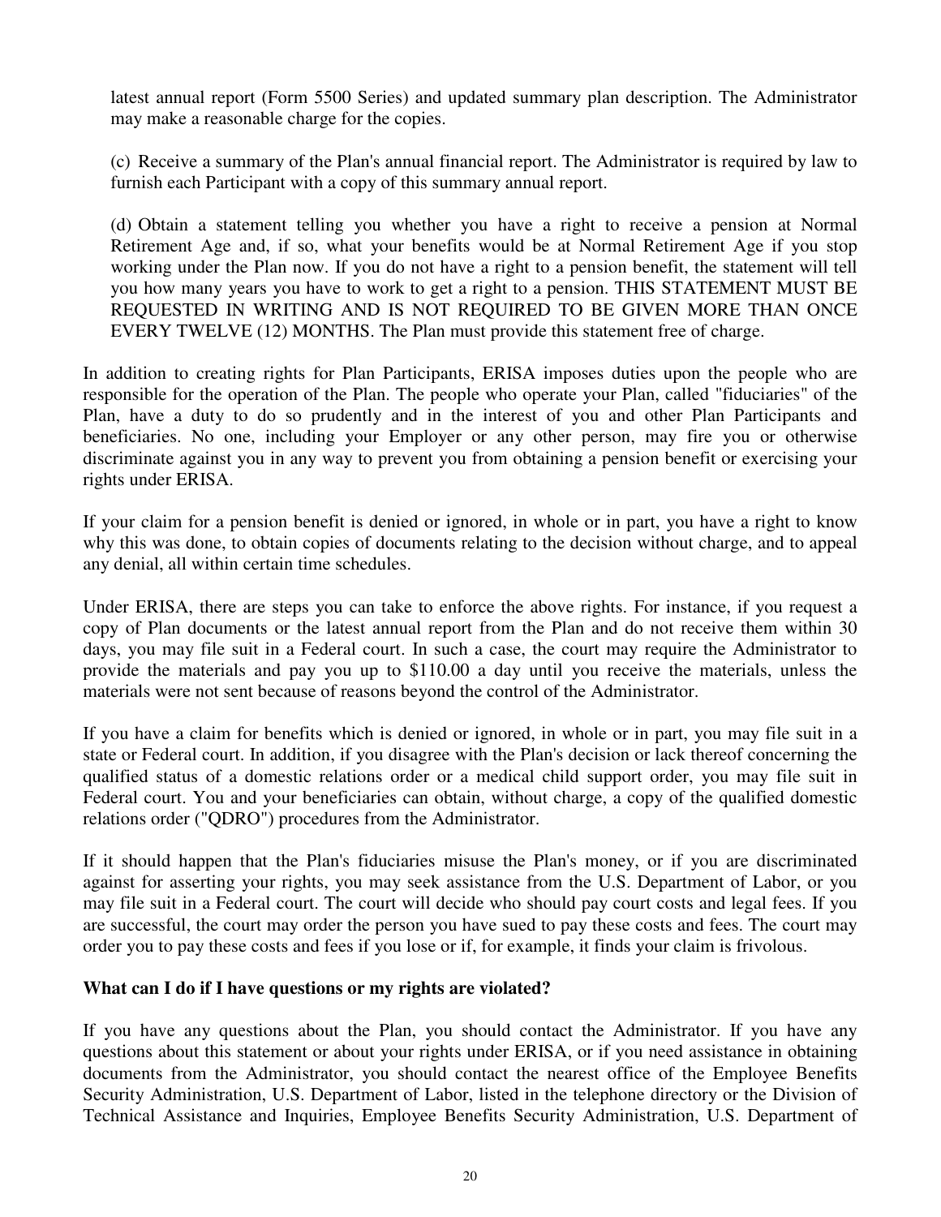latest annual report (Form 5500 Series) and updated summary plan description. The Administrator may make a reasonable charge for the copies.

(c) Receive a summary of the Plan's annual financial report. The Administrator is required by law to furnish each Participant with a copy of this summary annual report.

(d) Obtain a statement telling you whether you have a right to receive a pension at Normal Retirement Age and, if so, what your benefits would be at Normal Retirement Age if you stop working under the Plan now. If you do not have a right to a pension benefit, the statement will tell you how many years you have to work to get a right to a pension. THIS STATEMENT MUST BE REQUESTED IN WRITING AND IS NOT REQUIRED TO BE GIVEN MORE THAN ONCE EVERY TWELVE (12) MONTHS. The Plan must provide this statement free of charge.

In addition to creating rights for Plan Participants, ERISA imposes duties upon the people who are responsible for the operation of the Plan. The people who operate your Plan, called "fiduciaries" of the Plan, have a duty to do so prudently and in the interest of you and other Plan Participants and beneficiaries. No one, including your Employer or any other person, may fire you or otherwise discriminate against you in any way to prevent you from obtaining a pension benefit or exercising your rights under ERISA.

If your claim for a pension benefit is denied or ignored, in whole or in part, you have a right to know why this was done, to obtain copies of documents relating to the decision without charge, and to appeal any denial, all within certain time schedules.

Under ERISA, there are steps you can take to enforce the above rights. For instance, if you request a copy of Plan documents or the latest annual report from the Plan and do not receive them within 30 days, you may file suit in a Federal court. In such a case, the court may require the Administrator to provide the materials and pay you up to $110.00 a day until you receive the materials, unless the materials were not sent because of reasons beyond the control of the Administrator.

If you have a claim for benefits which is denied or ignored, in whole or in part, you may file suit in a state or Federal court. In addition, if you disagree with the Plan's decision or lack thereof concerning the qualified status of a domestic relations order or a medical child support order, you may file suit in Federal court. You and your beneficiaries can obtain, without charge, a copy of the qualified domestic relations order ("QDRO") procedures from the Administrator.

If it should happen that the Plan's fiduciaries misuse the Plan's money, or if you are discriminated against for asserting your rights, you may seek assistance from the U.S. Department of Labor, or you may file suit in a Federal court. The court will decide who should pay court costs and legal fees. If you are successful, the court may order the person you have sued to pay these costs and fees. The court may order you to pay these costs and fees if you lose or if, for example, it finds your claim is frivolous.

**What can I do if I have questions or my rights are violated?**

If you have any questions about the Plan, you should contact the Administrator. If you have any questions about this statement or about your rights under ERISA, or if you need assistance in obtaining documents from the Administrator, you should contact the nearest office of the Employee Benefits Security Administration, U.S. Department of Labor, listed in the telephone directory or the Division of Technical Assistance and Inquiries, Employee Benefits Security Administration, U.S. Department of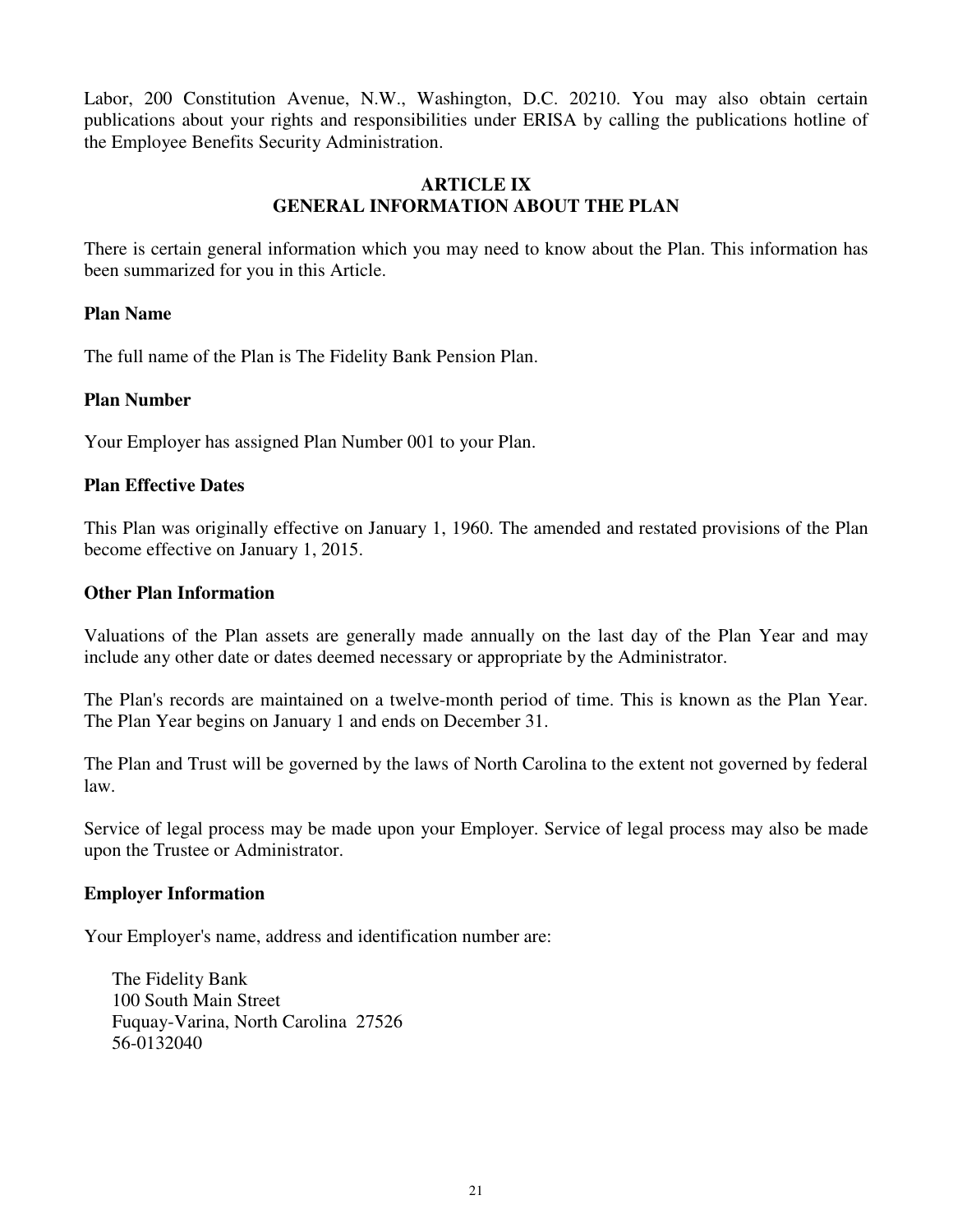Labor, 200 Constitution Avenue, N.W., Washington, D.C. 20210. You may also obtain certain publications about your rights and responsibilities under ERISA by calling the publications hotline of the Employee Benefits Security Administration.

## ARTICLE IX
## GENERAL INFORMATION ABOUT THE PLAN

There is certain general information which you may need to know about the Plan. This information has been summarized for you in this Article.

**Plan Name**

The full name of the Plan is The Fidelity Bank Pension Plan.

**Plan Number**

Your Employer has assigned Plan Number 001 to your Plan.

**Plan Effective Dates**

This Plan was originally effective on January 1, 1960. The amended and restated provisions of the Plan become effective on January 1, 2015.

**Other Plan Information**

Valuations of the Plan assets are generally made annually on the last day of the Plan Year and may include any other date or dates deemed necessary or appropriate by the Administrator.

The Plan's records are maintained on a twelve-month period of time. This is known as the Plan Year. The Plan Year begins on January 1 and ends on December 31.

The Plan and Trust will be governed by the laws of North Carolina to the extent not governed by federal law.

Service of legal process may be made upon your Employer. Service of legal process may also be made upon the Trustee or Administrator.

**Employer Information**

Your Employer's name, address and identification number are:

The Fidelity Bank
100 South Main Street
Fuquay-Varina, North Carolina 27526
56-0132040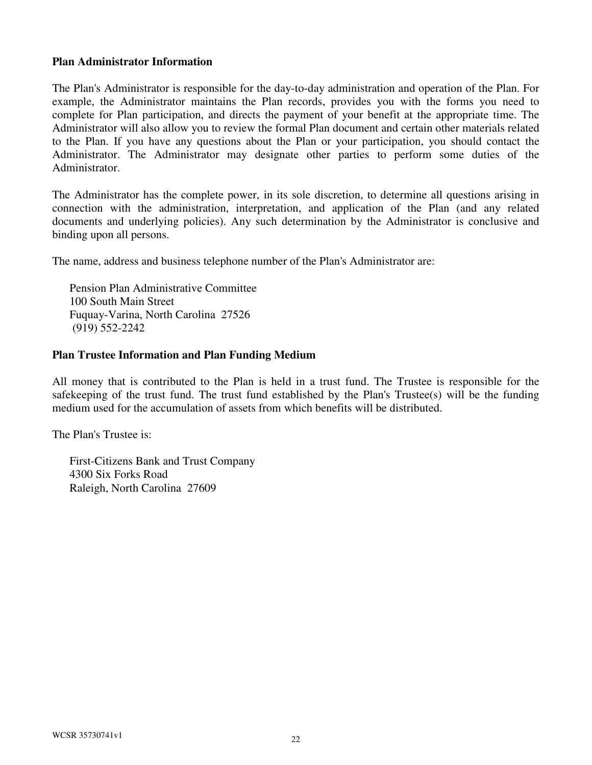**Plan Administrator Information**

The Plan's Administrator is responsible for the day-to-day administration and operation of the Plan. For example, the Administrator maintains the Plan records, provides you with the forms you need to complete for Plan participation, and directs the payment of your benefit at the appropriate time. The Administrator will also allow you to review the formal Plan document and certain other materials related to the Plan. If you have any questions about the Plan or your participation, you should contact the Administrator. The Administrator may designate other parties to perform some duties of the Administrator.

The Administrator has the complete power, in its sole discretion, to determine all questions arising in connection with the administration, interpretation, and application of the Plan (and any related documents and underlying policies). Any such determination by the Administrator is conclusive and binding upon all persons.

The name, address and business telephone number of the Plan's Administrator are:

Pension Plan Administrative Committee
100 South Main Street
Fuquay-Varina, North Carolina 27526
(919) 552-2242

**Plan Trustee Information and Plan Funding Medium**

All money that is contributed to the Plan is held in a trust fund. The Trustee is responsible for the safekeeping of the trust fund. The trust fund established by the Plan's Trustee(s) will be the funding medium used for the accumulation of assets from which benefits will be distributed.

The Plan's Trustee is:

First-Citizens Bank and Trust Company
4300 Six Forks Road
Raleigh, North Carolina 27609